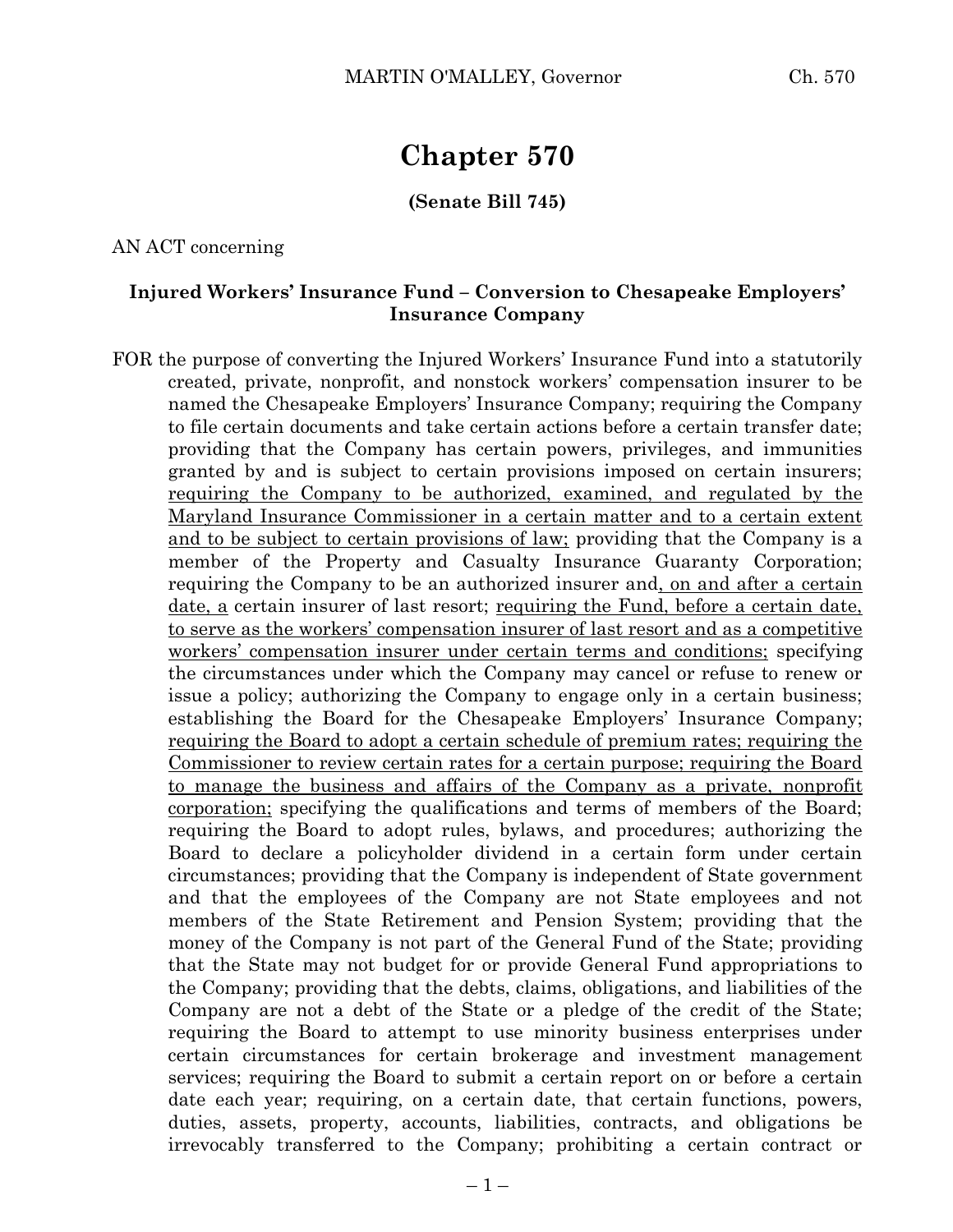# Chapter 570

**(Senate Bill 745)**

AN ACT concerning

**Injured Workers' Insurance Fund – Conversion to Chesapeake Employers' Insurance Company**

FOR the purpose of converting the Injured Workers' Insurance Fund into a statutorily created, private, nonprofit, and nonstock workers' compensation insurer to be named the Chesapeake Employers' Insurance Company; requiring the Company to file certain documents and take certain actions before a certain transfer date; providing that the Company has certain powers, privileges, and immunities granted by and is subject to certain provisions imposed on certain insurers; <u>requiring the Company to be authorized, examined, and regulated by the Maryland Insurance Commissioner in a certain matter and to a certain extent and to be subject to certain provisions of law;</u> providing that the Company is a member of the Property and Casualty Insurance Guaranty Corporation; requiring the Company to be an authorized insurer and<u>, on and after a certain date, a</u> certain insurer of last resort; <u>requiring the Fund, before a certain date, to serve as the workers' compensation insurer of last resort and as a competitive workers' compensation insurer under certain terms and conditions;</u> specifying the circumstances under which the Company may cancel or refuse to renew or issue a policy; authorizing the Company to engage only in a certain business; establishing the Board for the Chesapeake Employers' Insurance Company; <u>requiring the Board to adopt a certain schedule of premium rates; requiring the Commissioner to review certain rates for a certain purpose; requiring the Board to manage the business and affairs of the Company as a private, nonprofit corporation;</u> specifying the qualifications and terms of members of the Board; requiring the Board to adopt rules, bylaws, and procedures; authorizing the Board to declare a policyholder dividend in a certain form under certain circumstances; providing that the Company is independent of State government and that the employees of the Company are not State employees and not members of the State Retirement and Pension System; providing that the money of the Company is not part of the General Fund of the State; providing that the State may not budget for or provide General Fund appropriations to the Company; providing that the debts, claims, obligations, and liabilities of the Company are not a debt of the State or a pledge of the credit of the State; requiring the Board to attempt to use minority business enterprises under certain circumstances for certain brokerage and investment management services; requiring the Board to submit a certain report on or before a certain date each year; requiring, on a certain date, that certain functions, powers, duties, assets, property, accounts, liabilities, contracts, and obligations be irrevocably transferred to the Company; prohibiting a certain contract or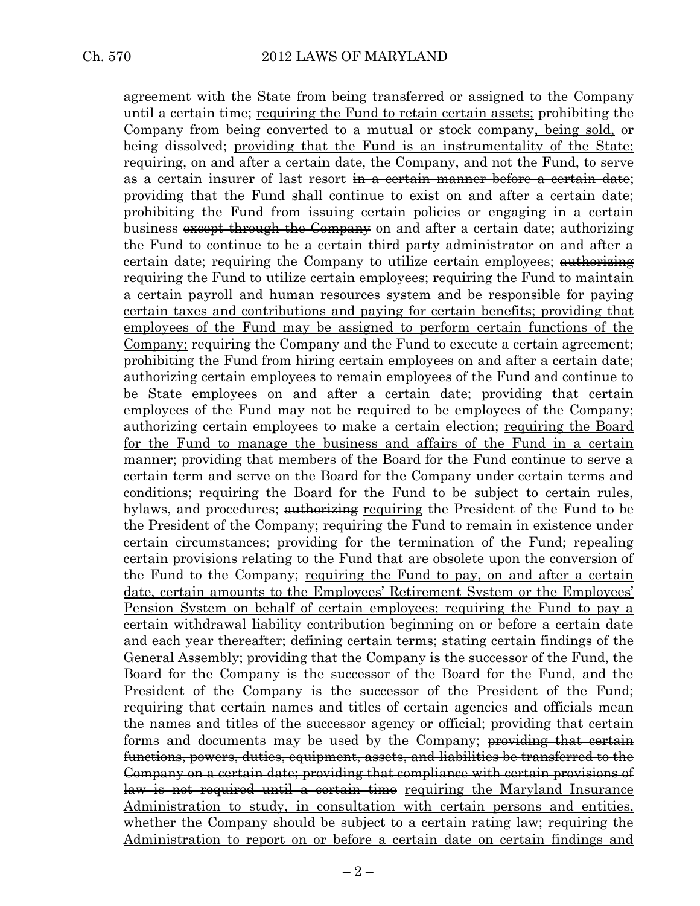agreement with the State from being transferred or assigned to the Company until a certain time; requiring the Fund to retain certain assets; prohibiting the Company from being converted to a mutual or stock company, being sold, or being dissolved; providing that the Fund is an instrumentality of the State; requiring, on and after a certain date, the Company, and not the Fund, to serve as a certain insurer of last resort ~~in a certain manner before a certain date~~; providing that the Fund shall continue to exist on and after a certain date; prohibiting the Fund from issuing certain policies or engaging in a certain business ~~except through the Company~~ on and after a certain date; authorizing the Fund to continue to be a certain third party administrator on and after a certain date; requiring the Company to utilize certain employees; ~~authorizing~~ requiring the Fund to utilize certain employees; requiring the Fund to maintain a certain payroll and human resources system and be responsible for paying certain taxes and contributions and paying for certain benefits; providing that employees of the Fund may be assigned to perform certain functions of the Company; requiring the Company and the Fund to execute a certain agreement; prohibiting the Fund from hiring certain employees on and after a certain date; authorizing certain employees to remain employees of the Fund and continue to be State employees on and after a certain date; providing that certain employees of the Fund may not be required to be employees of the Company; authorizing certain employees to make a certain election; requiring the Board for the Fund to manage the business and affairs of the Fund in a certain manner; providing that members of the Board for the Fund continue to serve a certain term and serve on the Board for the Company under certain terms and conditions; requiring the Board for the Fund to be subject to certain rules, bylaws, and procedures; ~~authorizing~~ requiring the President of the Fund to be the President of the Company; requiring the Fund to remain in existence under certain circumstances; providing for the termination of the Fund; repealing certain provisions relating to the Fund that are obsolete upon the conversion of the Fund to the Company; requiring the Fund to pay, on and after a certain date, certain amounts to the Employees' Retirement System or the Employees' Pension System on behalf of certain employees; requiring the Fund to pay a certain withdrawal liability contribution beginning on or before a certain date and each year thereafter; defining certain terms; stating certain findings of the General Assembly; providing that the Company is the successor of the Fund, the Board for the Company is the successor of the Board for the Fund, and the President of the Company is the successor of the President of the Fund; requiring that certain names and titles of certain agencies and officials mean the names and titles of the successor agency or official; providing that certain forms and documents may be used by the Company; ~~providing that certain functions, powers, duties, equipment, assets, and liabilities be transferred to the Company on a certain date; providing that compliance with certain provisions of law is not required until a certain time~~ requiring the Maryland Insurance Administration to study, in consultation with certain persons and entities, whether the Company should be subject to a certain rating law; requiring the Administration to report on or before a certain date on certain findings and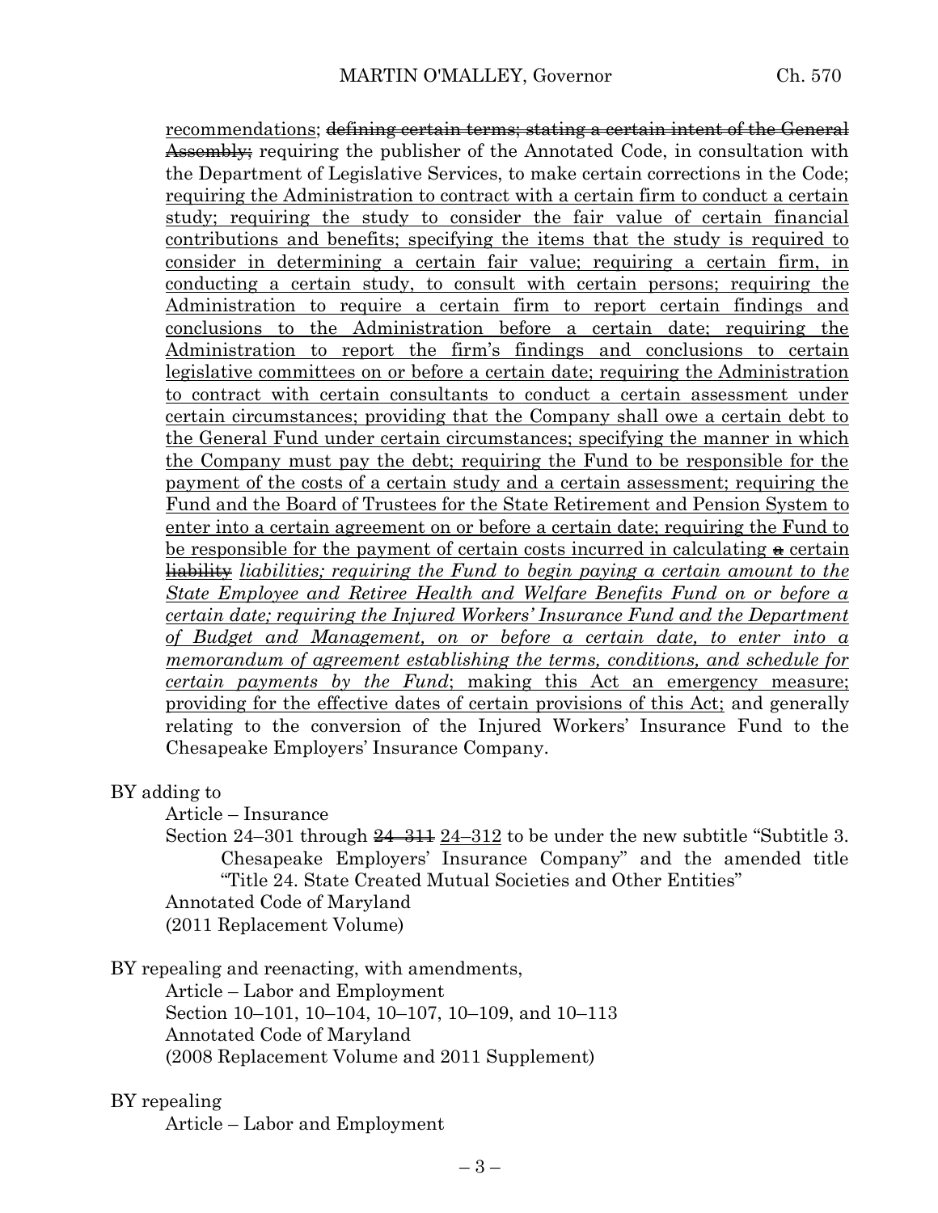recommendations; ~~defining certain terms; stating a certain intent of the General Assembly;~~ requiring the publisher of the Annotated Code, in consultation with the Department of Legislative Services, to make certain corrections in the Code; requiring the Administration to contract with a certain firm to conduct a certain study; requiring the study to consider the fair value of certain financial contributions and benefits; specifying the items that the study is required to consider in determining a certain fair value; requiring a certain firm, in conducting a certain study, to consult with certain persons; requiring the Administration to require a certain firm to report certain findings and conclusions to the Administration before a certain date; requiring the Administration to report the firm's findings and conclusions to certain legislative committees on or before a certain date; requiring the Administration to contract with certain consultants to conduct a certain assessment under certain circumstances; providing that the Company shall owe a certain debt to the General Fund under certain circumstances; specifying the manner in which the Company must pay the debt; requiring the Fund to be responsible for the payment of the costs of a certain study and a certain assessment; requiring the Fund and the Board of Trustees for the State Retirement and Pension System to enter into a certain agreement on or before a certain date; requiring the Fund to be responsible for the payment of certain costs incurred in calculating ~~a~~ certain ~~liability~~ *liabilities; requiring the Fund to begin paying a certain amount to the State Employee and Retiree Health and Welfare Benefits Fund on or before a certain date; requiring the Injured Workers' Insurance Fund and the Department of Budget and Management, on or before a certain date, to enter into a memorandum of agreement establishing the terms, conditions, and schedule for certain payments by the Fund*; making this Act an emergency measure; providing for the effective dates of certain provisions of this Act; and generally relating to the conversion of the Injured Workers' Insurance Fund to the Chesapeake Employers' Insurance Company.

BY adding to

Article – Insurance

Section 24–301 through ~~24–311~~ 24–312 to be under the new subtitle "Subtitle 3. Chesapeake Employers' Insurance Company" and the amended title "Title 24. State Created Mutual Societies and Other Entities"

Annotated Code of Maryland

(2011 Replacement Volume)

BY repealing and reenacting, with amendments,

Article – Labor and Employment

Section 10–101, 10–104, 10–107, 10–109, and 10–113

Annotated Code of Maryland

(2008 Replacement Volume and 2011 Supplement)

BY repealing

Article – Labor and Employment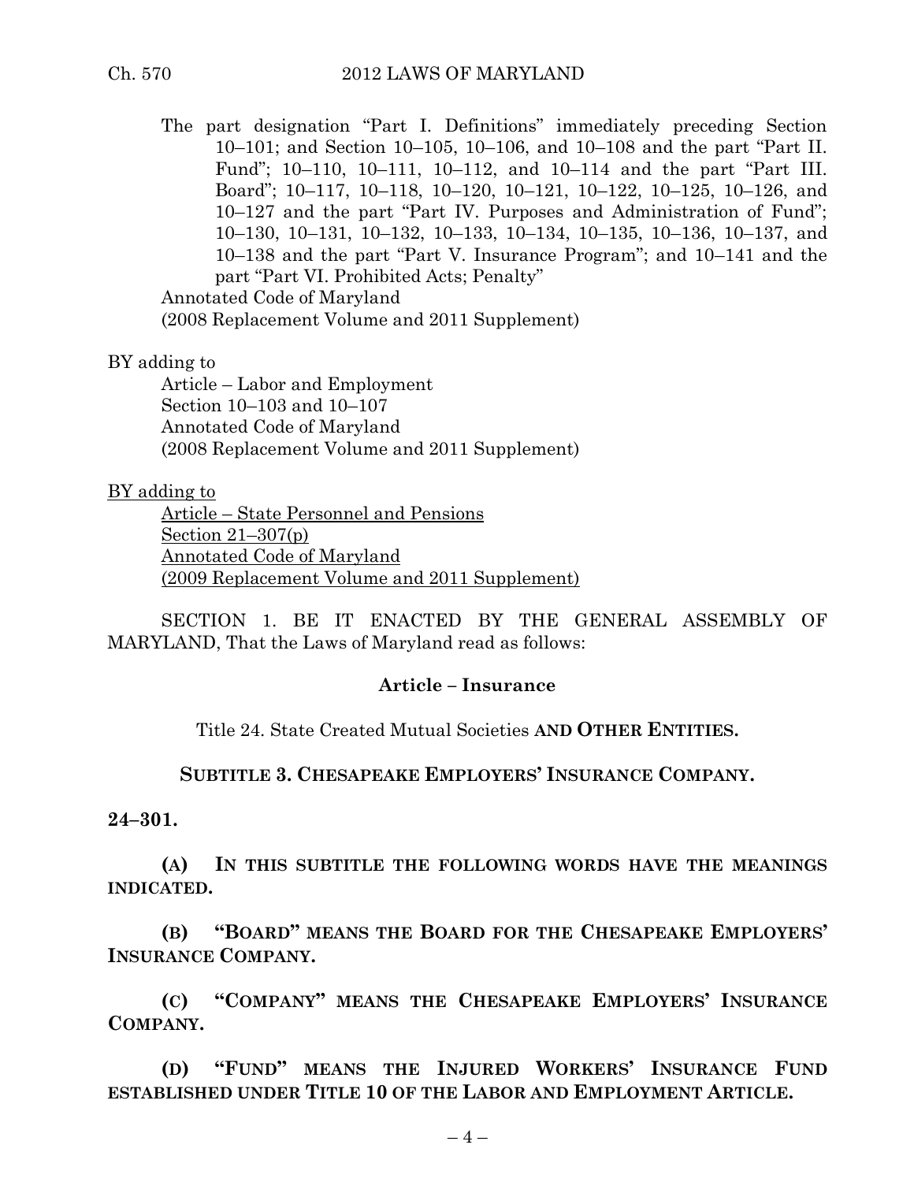The part designation "Part I. Definitions" immediately preceding Section 10–101; and Section 10–105, 10–106, and 10–108 and the part "Part II. Fund"; 10–110, 10–111, 10–112, and 10–114 and the part "Part III. Board"; 10–117, 10–118, 10–120, 10–121, 10–122, 10–125, 10–126, and 10–127 and the part "Part IV. Purposes and Administration of Fund"; 10–130, 10–131, 10–132, 10–133, 10–134, 10–135, 10–136, 10–137, and 10–138 and the part "Part V. Insurance Program"; and 10–141 and the part "Part VI. Prohibited Acts; Penalty"
Annotated Code of Maryland
(2008 Replacement Volume and 2011 Supplement)

BY adding to
Article – Labor and Employment
Section 10–103 and 10–107
Annotated Code of Maryland
(2008 Replacement Volume and 2011 Supplement)

BY adding to
Article – State Personnel and Pensions
Section 21–307(p)
Annotated Code of Maryland
(2009 Replacement Volume and 2011 Supplement)

SECTION 1. BE IT ENACTED BY THE GENERAL ASSEMBLY OF MARYLAND, That the Laws of Maryland read as follows:

**Article – Insurance**

Title 24. State Created Mutual Societies **AND OTHER ENTITIES.**

**SUBTITLE 3. CHESAPEAKE EMPLOYERS' INSURANCE COMPANY.**

**24–301.**

**(A) IN THIS SUBTITLE THE FOLLOWING WORDS HAVE THE MEANINGS INDICATED.**

**(B) "BOARD" MEANS THE BOARD FOR THE CHESAPEAKE EMPLOYERS' INSURANCE COMPANY.**

**(C) "COMPANY" MEANS THE CHESAPEAKE EMPLOYERS' INSURANCE COMPANY.**

**(D) "FUND" MEANS THE INJURED WORKERS' INSURANCE FUND ESTABLISHED UNDER TITLE 10 OF THE LABOR AND EMPLOYMENT ARTICLE.**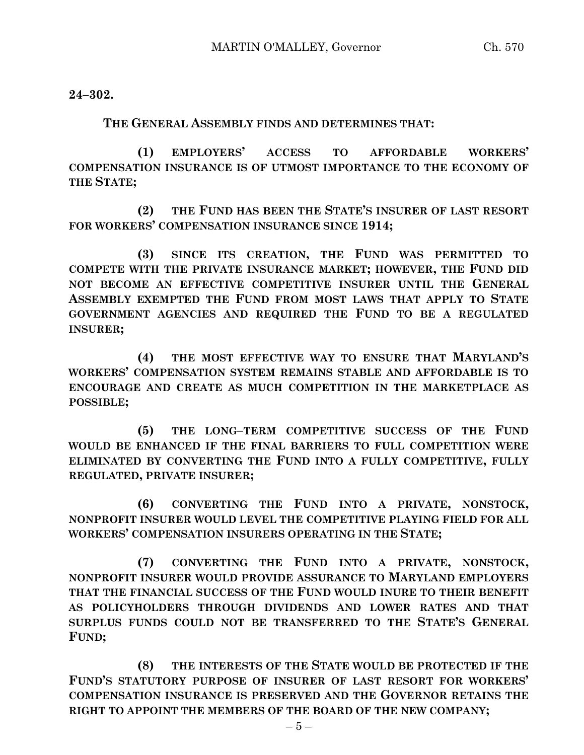**24–302.**

**THE GENERAL ASSEMBLY FINDS AND DETERMINES THAT:**

**(1) EMPLOYERS' ACCESS TO AFFORDABLE WORKERS' COMPENSATION INSURANCE IS OF UTMOST IMPORTANCE TO THE ECONOMY OF THE STATE;**

**(2) THE FUND HAS BEEN THE STATE'S INSURER OF LAST RESORT FOR WORKERS' COMPENSATION INSURANCE SINCE 1914;**

**(3) SINCE ITS CREATION, THE FUND WAS PERMITTED TO COMPETE WITH THE PRIVATE INSURANCE MARKET; HOWEVER, THE FUND DID NOT BECOME AN EFFECTIVE COMPETITIVE INSURER UNTIL THE GENERAL ASSEMBLY EXEMPTED THE FUND FROM MOST LAWS THAT APPLY TO STATE GOVERNMENT AGENCIES AND REQUIRED THE FUND TO BE A REGULATED INSURER;**

**(4) THE MOST EFFECTIVE WAY TO ENSURE THAT MARYLAND'S WORKERS' COMPENSATION SYSTEM REMAINS STABLE AND AFFORDABLE IS TO ENCOURAGE AND CREATE AS MUCH COMPETITION IN THE MARKETPLACE AS POSSIBLE;**

**(5) THE LONG–TERM COMPETITIVE SUCCESS OF THE FUND WOULD BE ENHANCED IF THE FINAL BARRIERS TO FULL COMPETITION WERE ELIMINATED BY CONVERTING THE FUND INTO A FULLY COMPETITIVE, FULLY REGULATED, PRIVATE INSURER;**

**(6) CONVERTING THE FUND INTO A PRIVATE, NONSTOCK, NONPROFIT INSURER WOULD LEVEL THE COMPETITIVE PLAYING FIELD FOR ALL WORKERS' COMPENSATION INSURERS OPERATING IN THE STATE;**

**(7) CONVERTING THE FUND INTO A PRIVATE, NONSTOCK, NONPROFIT INSURER WOULD PROVIDE ASSURANCE TO MARYLAND EMPLOYERS THAT THE FINANCIAL SUCCESS OF THE FUND WOULD INURE TO THEIR BENEFIT AS POLICYHOLDERS THROUGH DIVIDENDS AND LOWER RATES AND THAT SURPLUS FUNDS COULD NOT BE TRANSFERRED TO THE STATE'S GENERAL FUND;**

**(8) THE INTERESTS OF THE STATE WOULD BE PROTECTED IF THE FUND'S STATUTORY PURPOSE OF INSURER OF LAST RESORT FOR WORKERS' COMPENSATION INSURANCE IS PRESERVED AND THE GOVERNOR RETAINS THE RIGHT TO APPOINT THE MEMBERS OF THE BOARD OF THE NEW COMPANY;**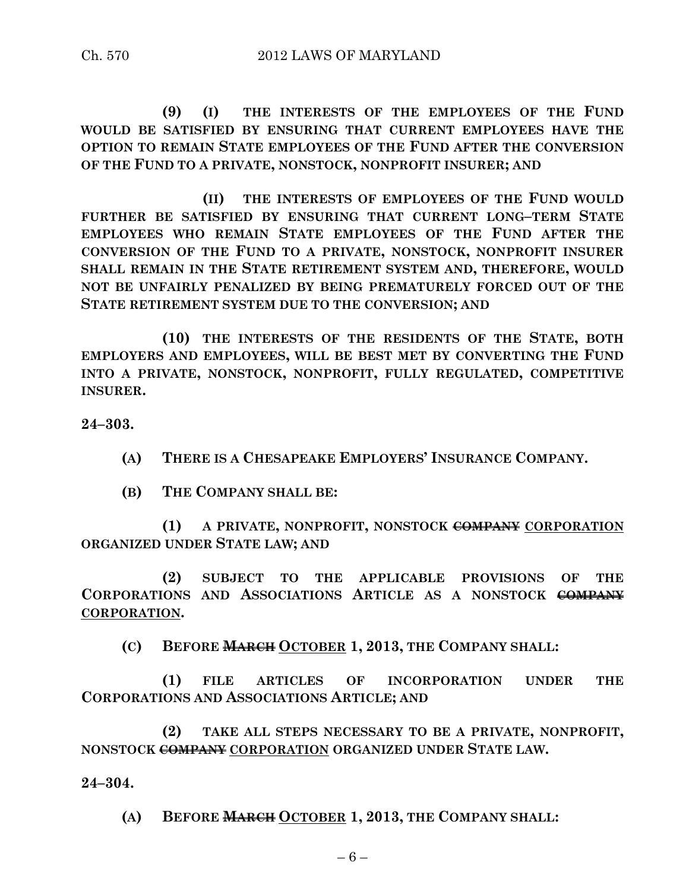**(9) (I) THE INTERESTS OF THE EMPLOYEES OF THE FUND WOULD BE SATISFIED BY ENSURING THAT CURRENT EMPLOYEES HAVE THE OPTION TO REMAIN STATE EMPLOYEES OF THE FUND AFTER THE CONVERSION OF THE FUND TO A PRIVATE, NONSTOCK, NONPROFIT INSURER; AND**

**(II) THE INTERESTS OF EMPLOYEES OF THE FUND WOULD FURTHER BE SATISFIED BY ENSURING THAT CURRENT LONG–TERM STATE EMPLOYEES WHO REMAIN STATE EMPLOYEES OF THE FUND AFTER THE CONVERSION OF THE FUND TO A PRIVATE, NONSTOCK, NONPROFIT INSURER SHALL REMAIN IN THE STATE RETIREMENT SYSTEM AND, THEREFORE, WOULD NOT BE UNFAIRLY PENALIZED BY BEING PREMATURELY FORCED OUT OF THE STATE RETIREMENT SYSTEM DUE TO THE CONVERSION; AND**

**(10) THE INTERESTS OF THE RESIDENTS OF THE STATE, BOTH EMPLOYERS AND EMPLOYEES, WILL BE BEST MET BY CONVERTING THE FUND INTO A PRIVATE, NONSTOCK, NONPROFIT, FULLY REGULATED, COMPETITIVE INSURER.**

**24–303.**

**(A) THERE IS A CHESAPEAKE EMPLOYERS' INSURANCE COMPANY.**

**(B) THE COMPANY SHALL BE:**

**(1) A PRIVATE, NONPROFIT, NONSTOCK ~~COMPANY~~ CORPORATION ORGANIZED UNDER STATE LAW; AND**

**(2) SUBJECT TO THE APPLICABLE PROVISIONS OF THE CORPORATIONS AND ASSOCIATIONS ARTICLE AS A NONSTOCK ~~COMPANY~~ CORPORATION.**

**(C) BEFORE ~~MARCH~~ OCTOBER 1, 2013, THE COMPANY SHALL:**

**(1) FILE ARTICLES OF INCORPORATION UNDER THE CORPORATIONS AND ASSOCIATIONS ARTICLE; AND**

**(2) TAKE ALL STEPS NECESSARY TO BE A PRIVATE, NONPROFIT, NONSTOCK ~~COMPANY~~ CORPORATION ORGANIZED UNDER STATE LAW.**

**24–304.**

**(A) BEFORE ~~MARCH~~ OCTOBER 1, 2013, THE COMPANY SHALL:**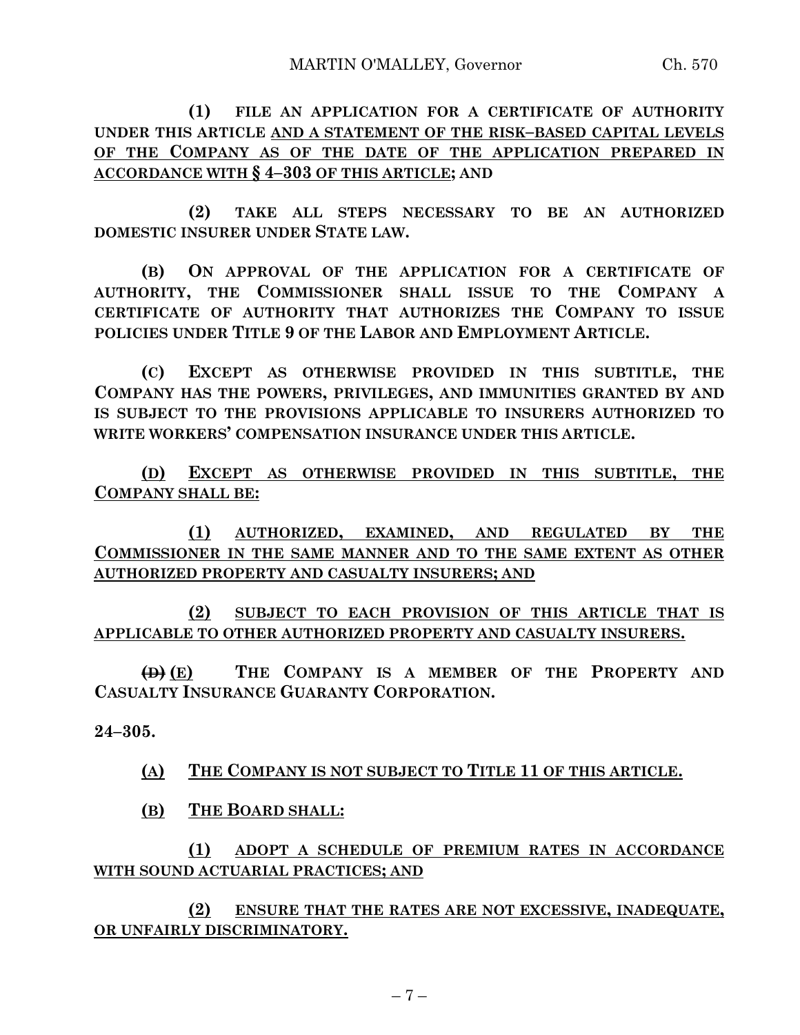**(1) FILE AN APPLICATION FOR A CERTIFICATE OF AUTHORITY UNDER THIS ARTICLE AND A STATEMENT OF THE RISK–BASED CAPITAL LEVELS OF THE COMPANY AS OF THE DATE OF THE APPLICATION PREPARED IN ACCORDANCE WITH § 4–303 OF THIS ARTICLE; AND**

**(2) TAKE ALL STEPS NECESSARY TO BE AN AUTHORIZED DOMESTIC INSURER UNDER STATE LAW.**

**(B) ON APPROVAL OF THE APPLICATION FOR A CERTIFICATE OF AUTHORITY, THE COMMISSIONER SHALL ISSUE TO THE COMPANY A CERTIFICATE OF AUTHORITY THAT AUTHORIZES THE COMPANY TO ISSUE POLICIES UNDER TITLE 9 OF THE LABOR AND EMPLOYMENT ARTICLE.**

**(C) EXCEPT AS OTHERWISE PROVIDED IN THIS SUBTITLE, THE COMPANY HAS THE POWERS, PRIVILEGES, AND IMMUNITIES GRANTED BY AND IS SUBJECT TO THE PROVISIONS APPLICABLE TO INSURERS AUTHORIZED TO WRITE WORKERS' COMPENSATION INSURANCE UNDER THIS ARTICLE.**

**(D) EXCEPT AS OTHERWISE PROVIDED IN THIS SUBTITLE, THE COMPANY SHALL BE:**

**(1) AUTHORIZED, EXAMINED, AND REGULATED BY THE COMMISSIONER IN THE SAME MANNER AND TO THE SAME EXTENT AS OTHER AUTHORIZED PROPERTY AND CASUALTY INSURERS; AND**

**(2) SUBJECT TO EACH PROVISION OF THIS ARTICLE THAT IS APPLICABLE TO OTHER AUTHORIZED PROPERTY AND CASUALTY INSURERS.**

**~~(D)~~ (E) THE COMPANY IS A MEMBER OF THE PROPERTY AND CASUALTY INSURANCE GUARANTY CORPORATION.**

**24–305.**

**(A) THE COMPANY IS NOT SUBJECT TO TITLE 11 OF THIS ARTICLE.**

**(B) THE BOARD SHALL:**

**(1) ADOPT A SCHEDULE OF PREMIUM RATES IN ACCORDANCE WITH SOUND ACTUARIAL PRACTICES; AND**

**(2) ENSURE THAT THE RATES ARE NOT EXCESSIVE, INADEQUATE, OR UNFAIRLY DISCRIMINATORY.**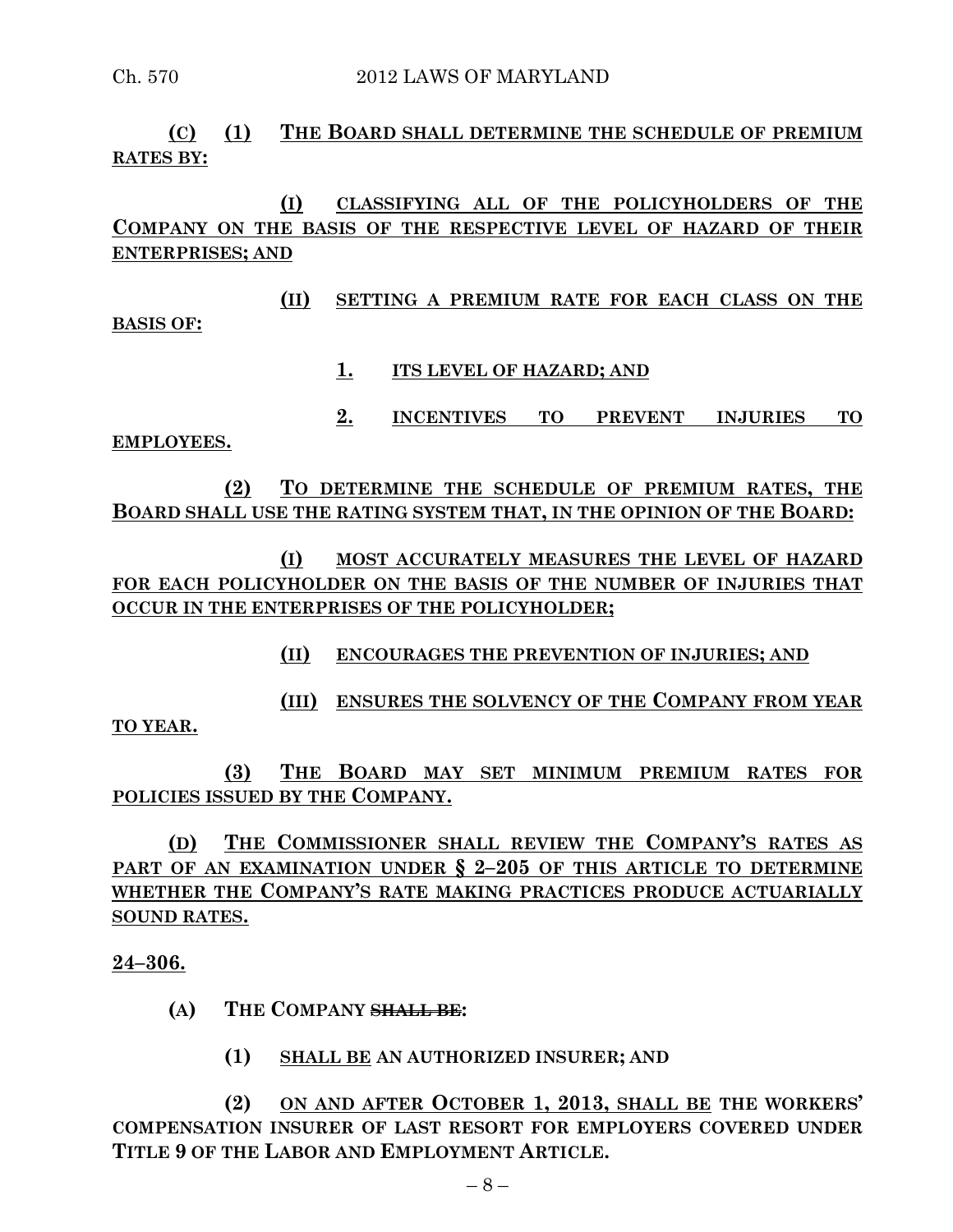**(C) (1) THE BOARD SHALL DETERMINE THE SCHEDULE OF PREMIUM RATES BY:**

**(I) CLASSIFYING ALL OF THE POLICYHOLDERS OF THE COMPANY ON THE BASIS OF THE RESPECTIVE LEVEL OF HAZARD OF THEIR ENTERPRISES; AND**

**(II) SETTING A PREMIUM RATE FOR EACH CLASS ON THE BASIS OF:**

**1. ITS LEVEL OF HAZARD; AND**

**2. INCENTIVES TO PREVENT INJURIES TO EMPLOYEES.**

**(2) TO DETERMINE THE SCHEDULE OF PREMIUM RATES, THE BOARD SHALL USE THE RATING SYSTEM THAT, IN THE OPINION OF THE BOARD:**

**(I) MOST ACCURATELY MEASURES THE LEVEL OF HAZARD FOR EACH POLICYHOLDER ON THE BASIS OF THE NUMBER OF INJURIES THAT OCCUR IN THE ENTERPRISES OF THE POLICYHOLDER;**

**(II) ENCOURAGES THE PREVENTION OF INJURIES; AND**

**(III) ENSURES THE SOLVENCY OF THE COMPANY FROM YEAR TO YEAR.**

**(3) THE BOARD MAY SET MINIMUM PREMIUM RATES FOR POLICIES ISSUED BY THE COMPANY.**

**(D) THE COMMISSIONER SHALL REVIEW THE COMPANY'S RATES AS PART OF AN EXAMINATION UNDER § 2–205 OF THIS ARTICLE TO DETERMINE WHETHER THE COMPANY'S RATE MAKING PRACTICES PRODUCE ACTUARIALLY SOUND RATES.**

**24–306.**

**(A) THE COMPANY ~~SHALL BE~~:**

**(1) SHALL BE AN AUTHORIZED INSURER; AND**

**(2) ON AND AFTER OCTOBER 1, 2013, SHALL BE THE WORKERS' COMPENSATION INSURER OF LAST RESORT FOR EMPLOYERS COVERED UNDER TITLE 9 OF THE LABOR AND EMPLOYMENT ARTICLE.**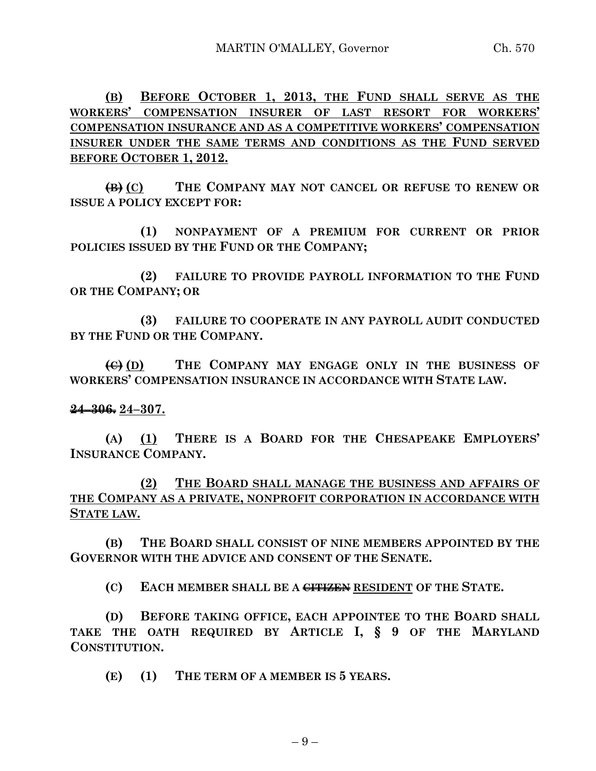**(B) BEFORE OCTOBER 1, 2013, THE FUND SHALL SERVE AS THE WORKERS' COMPENSATION INSURER OF LAST RESORT FOR WORKERS' COMPENSATION INSURANCE AND AS A COMPETITIVE WORKERS' COMPENSATION INSURER UNDER THE SAME TERMS AND CONDITIONS AS THE FUND SERVED BEFORE OCTOBER 1, 2012.**

**~~(B)~~ (C) THE COMPANY MAY NOT CANCEL OR REFUSE TO RENEW OR ISSUE A POLICY EXCEPT FOR:**

**(1) NONPAYMENT OF A PREMIUM FOR CURRENT OR PRIOR POLICIES ISSUED BY THE FUND OR THE COMPANY;**

**(2) FAILURE TO PROVIDE PAYROLL INFORMATION TO THE FUND OR THE COMPANY; OR**

**(3) FAILURE TO COOPERATE IN ANY PAYROLL AUDIT CONDUCTED BY THE FUND OR THE COMPANY.**

**~~(C)~~ (D) THE COMPANY MAY ENGAGE ONLY IN THE BUSINESS OF WORKERS' COMPENSATION INSURANCE IN ACCORDANCE WITH STATE LAW.**

**~~24–306.~~ 24–307.**

**(A) (1) THERE IS A BOARD FOR THE CHESAPEAKE EMPLOYERS' INSURANCE COMPANY.**

**(2) THE BOARD SHALL MANAGE THE BUSINESS AND AFFAIRS OF THE COMPANY AS A PRIVATE, NONPROFIT CORPORATION IN ACCORDANCE WITH STATE LAW.**

**(B) THE BOARD SHALL CONSIST OF NINE MEMBERS APPOINTED BY THE GOVERNOR WITH THE ADVICE AND CONSENT OF THE SENATE.**

**(C) EACH MEMBER SHALL BE A ~~CITIZEN~~ RESIDENT OF THE STATE.**

**(D) BEFORE TAKING OFFICE, EACH APPOINTEE TO THE BOARD SHALL TAKE THE OATH REQUIRED BY ARTICLE I, § 9 OF THE MARYLAND CONSTITUTION.**

**(E) (1) THE TERM OF A MEMBER IS 5 YEARS.**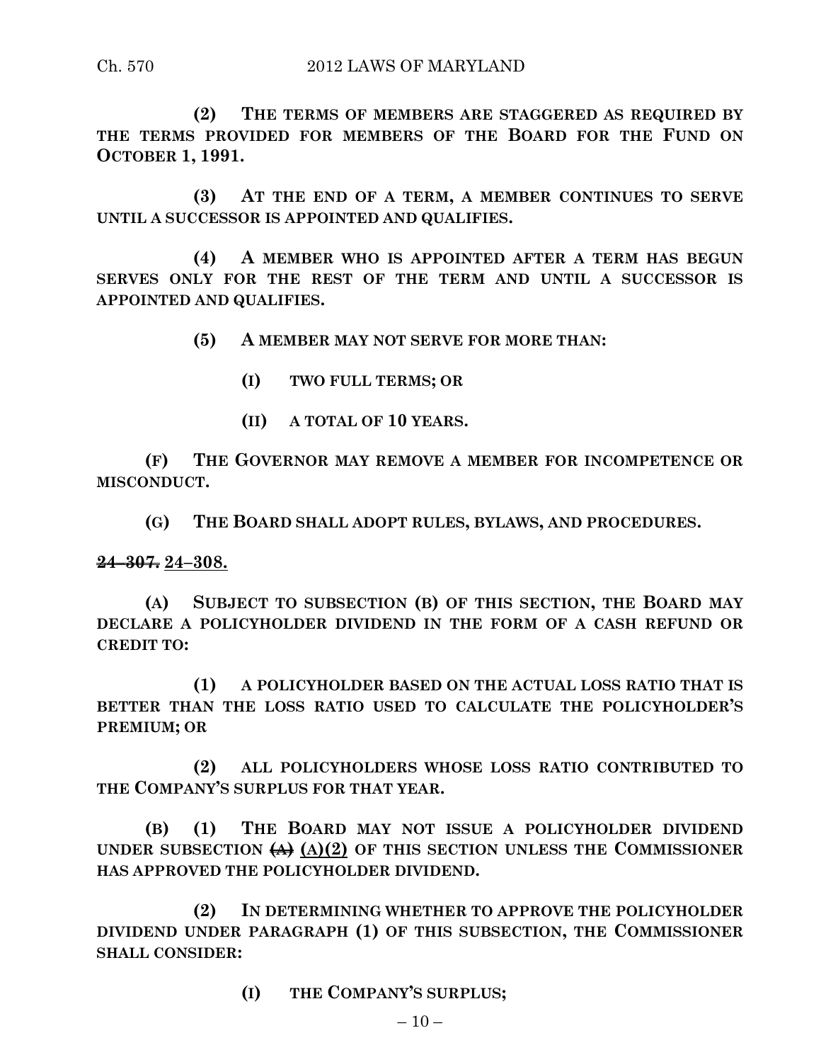**(2) THE TERMS OF MEMBERS ARE STAGGERED AS REQUIRED BY THE TERMS PROVIDED FOR MEMBERS OF THE BOARD FOR THE FUND ON OCTOBER 1, 1991.**

**(3) AT THE END OF A TERM, A MEMBER CONTINUES TO SERVE UNTIL A SUCCESSOR IS APPOINTED AND QUALIFIES.**

**(4) A MEMBER WHO IS APPOINTED AFTER A TERM HAS BEGUN SERVES ONLY FOR THE REST OF THE TERM AND UNTIL A SUCCESSOR IS APPOINTED AND QUALIFIES.**

**(5) A MEMBER MAY NOT SERVE FOR MORE THAN:**

**(I) TWO FULL TERMS; OR**

**(II) A TOTAL OF 10 YEARS.**

**(F) THE GOVERNOR MAY REMOVE A MEMBER FOR INCOMPETENCE OR MISCONDUCT.**

**(G) THE BOARD SHALL ADOPT RULES, BYLAWS, AND PROCEDURES.**

~~**24–307.**~~ **24–308.**

**(A) SUBJECT TO SUBSECTION (B) OF THIS SECTION, THE BOARD MAY DECLARE A POLICYHOLDER DIVIDEND IN THE FORM OF A CASH REFUND OR CREDIT TO:**

**(1) A POLICYHOLDER BASED ON THE ACTUAL LOSS RATIO THAT IS BETTER THAN THE LOSS RATIO USED TO CALCULATE THE POLICYHOLDER'S PREMIUM; OR**

**(2) ALL POLICYHOLDERS WHOSE LOSS RATIO CONTRIBUTED TO THE COMPANY'S SURPLUS FOR THAT YEAR.**

**(B) (1) THE BOARD MAY NOT ISSUE A POLICYHOLDER DIVIDEND UNDER SUBSECTION ~~(A)~~ (A)(2) OF THIS SECTION UNLESS THE COMMISSIONER HAS APPROVED THE POLICYHOLDER DIVIDEND.**

**(2) IN DETERMINING WHETHER TO APPROVE THE POLICYHOLDER DIVIDEND UNDER PARAGRAPH (1) OF THIS SUBSECTION, THE COMMISSIONER SHALL CONSIDER:**

**(I) THE COMPANY'S SURPLUS;**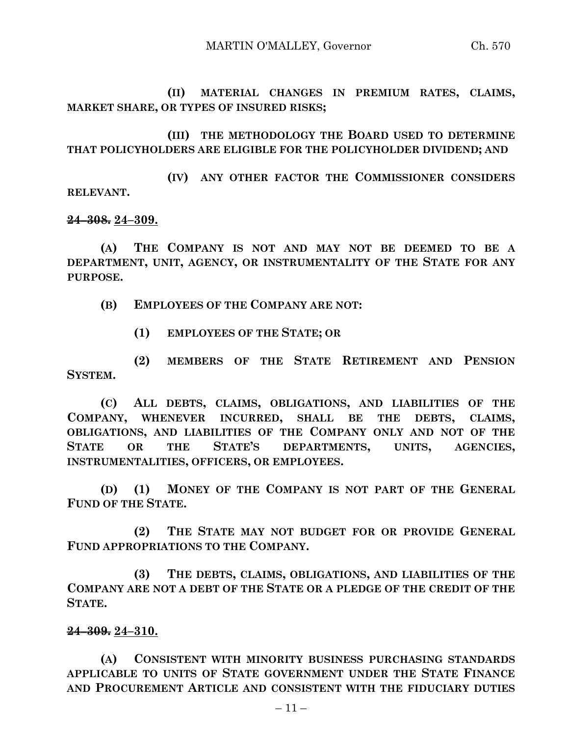(II) MATERIAL CHANGES IN PREMIUM RATES, CLAIMS, MARKET SHARE, OR TYPES OF INSURED RISKS;

(III) THE METHODOLOGY THE BOARD USED TO DETERMINE THAT POLICYHOLDERS ARE ELIGIBLE FOR THE POLICYHOLDER DIVIDEND; AND

(IV) ANY OTHER FACTOR THE COMMISSIONER CONSIDERS RELEVANT.

~~24–308.~~ 24–309.

(A) THE COMPANY IS NOT AND MAY NOT BE DEEMED TO BE A DEPARTMENT, UNIT, AGENCY, OR INSTRUMENTALITY OF THE STATE FOR ANY PURPOSE.

(B) EMPLOYEES OF THE COMPANY ARE NOT:

(1) EMPLOYEES OF THE STATE; OR

(2) MEMBERS OF THE STATE RETIREMENT AND PENSION SYSTEM.

(C) ALL DEBTS, CLAIMS, OBLIGATIONS, AND LIABILITIES OF THE COMPANY, WHENEVER INCURRED, SHALL BE THE DEBTS, CLAIMS, OBLIGATIONS, AND LIABILITIES OF THE COMPANY ONLY AND NOT OF THE STATE OR THE STATE'S DEPARTMENTS, UNITS, AGENCIES, INSTRUMENTALITIES, OFFICERS, OR EMPLOYEES.

(D) (1) MONEY OF THE COMPANY IS NOT PART OF THE GENERAL FUND OF THE STATE.

(2) THE STATE MAY NOT BUDGET FOR OR PROVIDE GENERAL FUND APPROPRIATIONS TO THE COMPANY.

(3) THE DEBTS, CLAIMS, OBLIGATIONS, AND LIABILITIES OF THE COMPANY ARE NOT A DEBT OF THE STATE OR A PLEDGE OF THE CREDIT OF THE STATE.

~~24–309.~~ 24–310.

(A) CONSISTENT WITH MINORITY BUSINESS PURCHASING STANDARDS APPLICABLE TO UNITS OF STATE GOVERNMENT UNDER THE STATE FINANCE AND PROCUREMENT ARTICLE AND CONSISTENT WITH THE FIDUCIARY DUTIES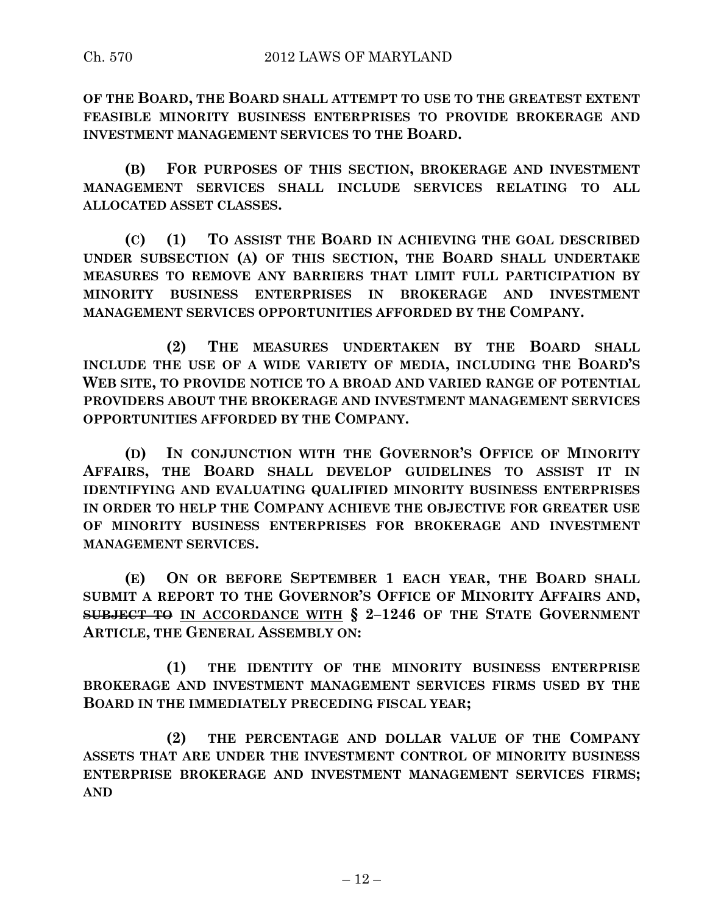**OF THE BOARD, THE BOARD SHALL ATTEMPT TO USE TO THE GREATEST EXTENT FEASIBLE MINORITY BUSINESS ENTERPRISES TO PROVIDE BROKERAGE AND INVESTMENT MANAGEMENT SERVICES TO THE BOARD.**

**(B) FOR PURPOSES OF THIS SECTION, BROKERAGE AND INVESTMENT MANAGEMENT SERVICES SHALL INCLUDE SERVICES RELATING TO ALL ALLOCATED ASSET CLASSES.**

**(C) (1) TO ASSIST THE BOARD IN ACHIEVING THE GOAL DESCRIBED UNDER SUBSECTION (A) OF THIS SECTION, THE BOARD SHALL UNDERTAKE MEASURES TO REMOVE ANY BARRIERS THAT LIMIT FULL PARTICIPATION BY MINORITY BUSINESS ENTERPRISES IN BROKERAGE AND INVESTMENT MANAGEMENT SERVICES OPPORTUNITIES AFFORDED BY THE COMPANY.**

**(2) THE MEASURES UNDERTAKEN BY THE BOARD SHALL INCLUDE THE USE OF A WIDE VARIETY OF MEDIA, INCLUDING THE BOARD'S WEB SITE, TO PROVIDE NOTICE TO A BROAD AND VARIED RANGE OF POTENTIAL PROVIDERS ABOUT THE BROKERAGE AND INVESTMENT MANAGEMENT SERVICES OPPORTUNITIES AFFORDED BY THE COMPANY.**

**(D) IN CONJUNCTION WITH THE GOVERNOR'S OFFICE OF MINORITY AFFAIRS, THE BOARD SHALL DEVELOP GUIDELINES TO ASSIST IT IN IDENTIFYING AND EVALUATING QUALIFIED MINORITY BUSINESS ENTERPRISES IN ORDER TO HELP THE COMPANY ACHIEVE THE OBJECTIVE FOR GREATER USE OF MINORITY BUSINESS ENTERPRISES FOR BROKERAGE AND INVESTMENT MANAGEMENT SERVICES.**

**(E) ON OR BEFORE SEPTEMBER 1 EACH YEAR, THE BOARD SHALL SUBMIT A REPORT TO THE GOVERNOR'S OFFICE OF MINORITY AFFAIRS AND,** ~~**SUBJECT TO**~~ <u>IN ACCORDANCE WITH</u> **§ 2–1246 OF THE STATE GOVERNMENT ARTICLE, THE GENERAL ASSEMBLY ON:**

**(1) THE IDENTITY OF THE MINORITY BUSINESS ENTERPRISE BROKERAGE AND INVESTMENT MANAGEMENT SERVICES FIRMS USED BY THE BOARD IN THE IMMEDIATELY PRECEDING FISCAL YEAR;**

**(2) THE PERCENTAGE AND DOLLAR VALUE OF THE COMPANY ASSETS THAT ARE UNDER THE INVESTMENT CONTROL OF MINORITY BUSINESS ENTERPRISE BROKERAGE AND INVESTMENT MANAGEMENT SERVICES FIRMS; AND**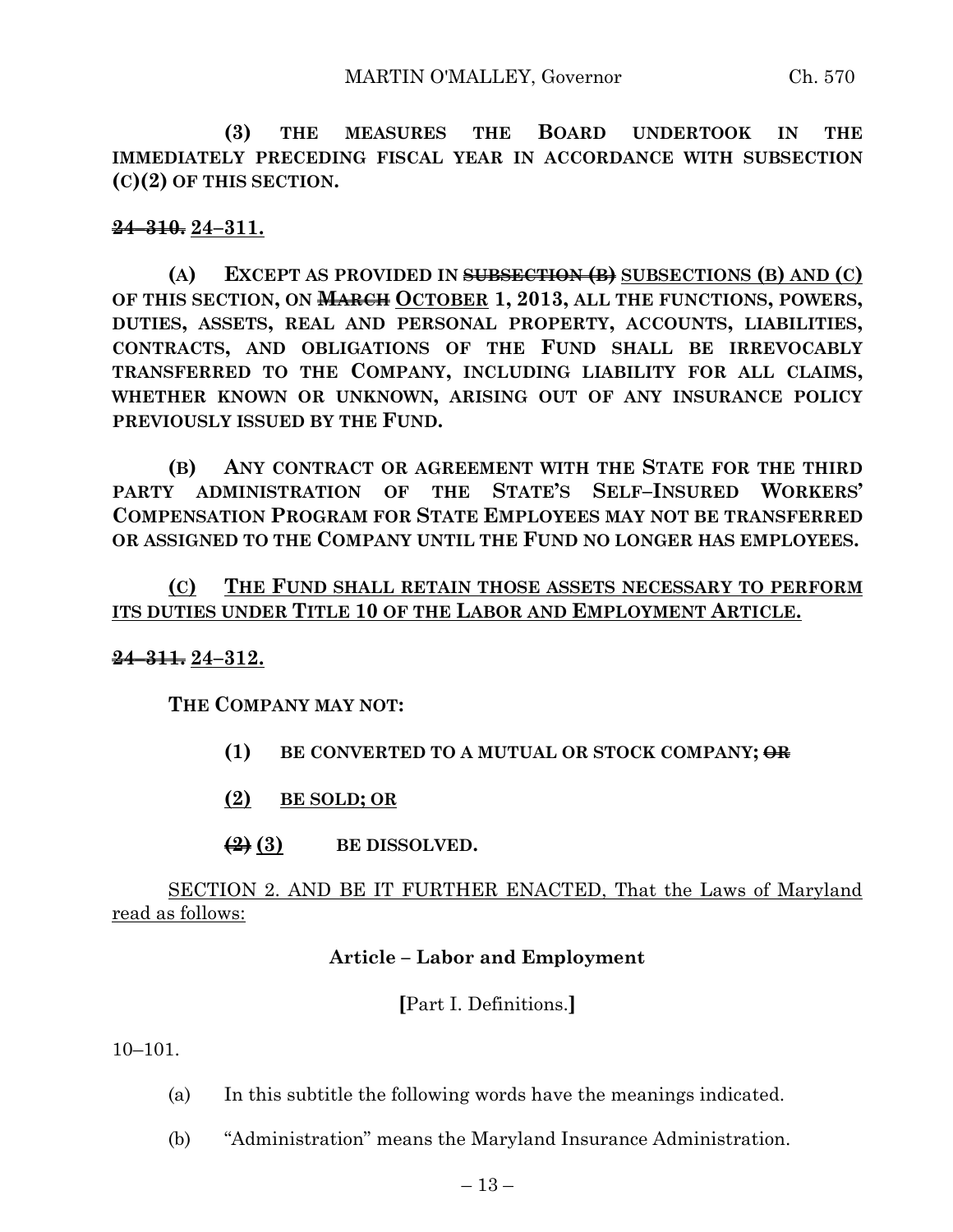**(3) THE MEASURES THE BOARD UNDERTOOK IN THE IMMEDIATELY PRECEDING FISCAL YEAR IN ACCORDANCE WITH SUBSECTION (C)(2) OF THIS SECTION.**

~~**24–310.**~~ **24–311.**

**(A) EXCEPT AS PROVIDED IN ~~SUBSECTION (B)~~ SUBSECTIONS (B) AND (C) OF THIS SECTION, ON ~~MARCH~~ OCTOBER 1, 2013, ALL THE FUNCTIONS, POWERS, DUTIES, ASSETS, REAL AND PERSONAL PROPERTY, ACCOUNTS, LIABILITIES, CONTRACTS, AND OBLIGATIONS OF THE FUND SHALL BE IRREVOCABLY TRANSFERRED TO THE COMPANY, INCLUDING LIABILITY FOR ALL CLAIMS, WHETHER KNOWN OR UNKNOWN, ARISING OUT OF ANY INSURANCE POLICY PREVIOUSLY ISSUED BY THE FUND.**

**(B) ANY CONTRACT OR AGREEMENT WITH THE STATE FOR THE THIRD PARTY ADMINISTRATION OF THE STATE'S SELF–INSURED WORKERS' COMPENSATION PROGRAM FOR STATE EMPLOYEES MAY NOT BE TRANSFERRED OR ASSIGNED TO THE COMPANY UNTIL THE FUND NO LONGER HAS EMPLOYEES.**

**(C) THE FUND SHALL RETAIN THOSE ASSETS NECESSARY TO PERFORM ITS DUTIES UNDER TITLE 10 OF THE LABOR AND EMPLOYMENT ARTICLE.**

~~**24–311.**~~ **24–312.**

**THE COMPANY MAY NOT:**

**(1) BE CONVERTED TO A MUTUAL OR STOCK COMPANY; ~~OR~~**

**(2) BE SOLD; OR**

**~~(2)~~ (3) BE DISSOLVED.**

SECTION 2. AND BE IT FURTHER ENACTED, That the Laws of Maryland read as follows:

**Article – Labor and Employment**

**[**Part I. Definitions.**]**

10–101.

(a) In this subtitle the following words have the meanings indicated.

(b) "Administration" means the Maryland Insurance Administration.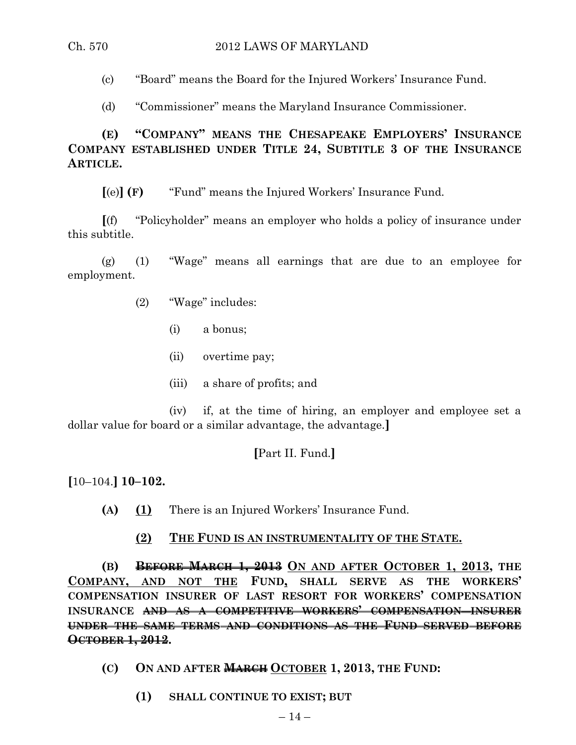(c) "Board" means the Board for the Injured Workers' Insurance Fund.

(d) "Commissioner" means the Maryland Insurance Commissioner.

**(E) "COMPANY" MEANS THE CHESAPEAKE EMPLOYERS' INSURANCE COMPANY ESTABLISHED UNDER TITLE 24, SUBTITLE 3 OF THE INSURANCE ARTICLE.**

**[**(e)**] (F)** "Fund" means the Injured Workers' Insurance Fund.

**[**(f) "Policyholder" means an employer who holds a policy of insurance under this subtitle.

(g) (1) "Wage" means all earnings that are due to an employee for employment.

(2) "Wage" includes:

(i) a bonus;

(ii) overtime pay;

(iii) a share of profits; and

(iv) if, at the time of hiring, an employer and employee set a dollar value for board or a similar advantage, the advantage.**]**

**[**Part II. Fund.**]**

**[**10–104.**] 10–102.**

**(A)** **(1)** There is an Injured Workers' Insurance Fund.

**(2)** **THE FUND IS AN INSTRUMENTALITY OF THE STATE.**

**(B)** ~~**BEFORE MARCH 1, 2013**~~ **ON AND AFTER OCTOBER 1, 2013, THE COMPANY, AND NOT THE FUND, SHALL SERVE AS THE WORKERS' COMPENSATION INSURER OF LAST RESORT FOR WORKERS' COMPENSATION INSURANCE** ~~**AND AS A COMPETITIVE WORKERS' COMPENSATION INSURER UNDER THE SAME TERMS AND CONDITIONS AS THE FUND SERVED BEFORE OCTOBER 1, 2012**~~**.**

**(C)** **ON AND AFTER** ~~**MARCH**~~ **OCTOBER 1, 2013, THE FUND:**

**(1)** **SHALL CONTINUE TO EXIST; BUT**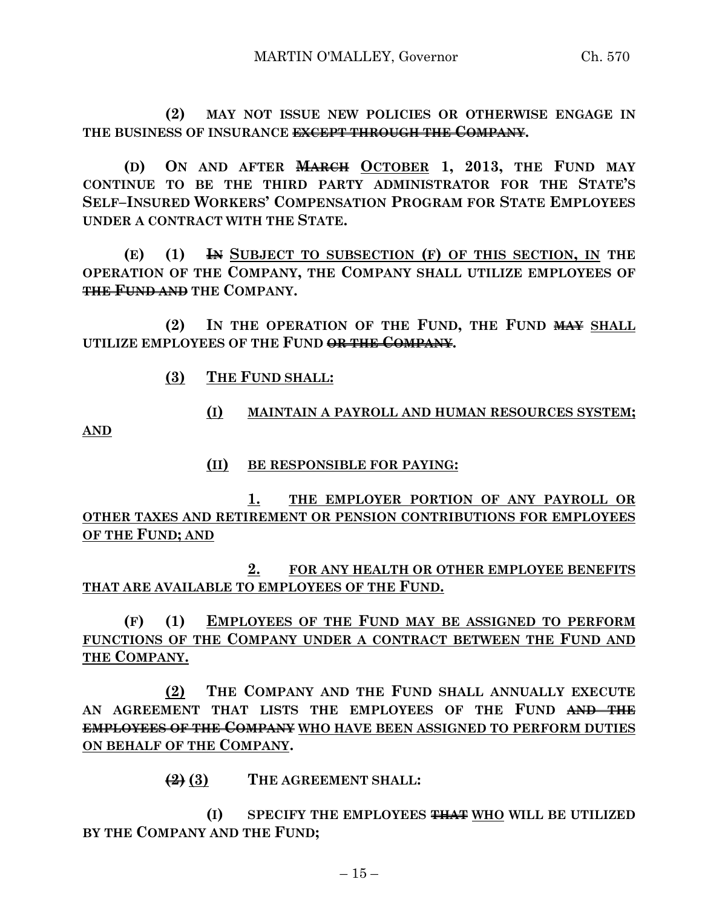(2) MAY NOT ISSUE NEW POLICIES OR OTHERWISE ENGAGE IN THE BUSINESS OF INSURANCE ~~EXCEPT THROUGH THE COMPANY~~.

(D) ON AND AFTER ~~MARCH~~ OCTOBER 1, 2013, THE FUND MAY CONTINUE TO BE THE THIRD PARTY ADMINISTRATOR FOR THE STATE'S SELF–INSURED WORKERS' COMPENSATION PROGRAM FOR STATE EMPLOYEES UNDER A CONTRACT WITH THE STATE.

(E) (1) ~~IN~~ SUBJECT TO SUBSECTION (F) OF THIS SECTION, IN THE OPERATION OF THE COMPANY, THE COMPANY SHALL UTILIZE EMPLOYEES OF ~~THE FUND AND~~ THE COMPANY.

(2) IN THE OPERATION OF THE FUND, THE FUND ~~MAY~~ SHALL UTILIZE EMPLOYEES OF THE FUND ~~OR THE COMPANY~~.

(3) THE FUND SHALL:

(I) MAINTAIN A PAYROLL AND HUMAN RESOURCES SYSTEM; AND

(II) BE RESPONSIBLE FOR PAYING:

1. THE EMPLOYER PORTION OF ANY PAYROLL OR OTHER TAXES AND RETIREMENT OR PENSION CONTRIBUTIONS FOR EMPLOYEES OF THE FUND; AND

2. FOR ANY HEALTH OR OTHER EMPLOYEE BENEFITS THAT ARE AVAILABLE TO EMPLOYEES OF THE FUND.

(F) (1) EMPLOYEES OF THE FUND MAY BE ASSIGNED TO PERFORM FUNCTIONS OF THE COMPANY UNDER A CONTRACT BETWEEN THE FUND AND THE COMPANY.

(2) THE COMPANY AND THE FUND SHALL ANNUALLY EXECUTE AN AGREEMENT THAT LISTS THE EMPLOYEES OF THE FUND ~~AND THE EMPLOYEES OF THE COMPANY~~ WHO HAVE BEEN ASSIGNED TO PERFORM DUTIES ON BEHALF OF THE COMPANY.

~~(2)~~ (3) THE AGREEMENT SHALL:

(I) SPECIFY THE EMPLOYEES ~~THAT~~ WHO WILL BE UTILIZED BY THE COMPANY AND THE FUND;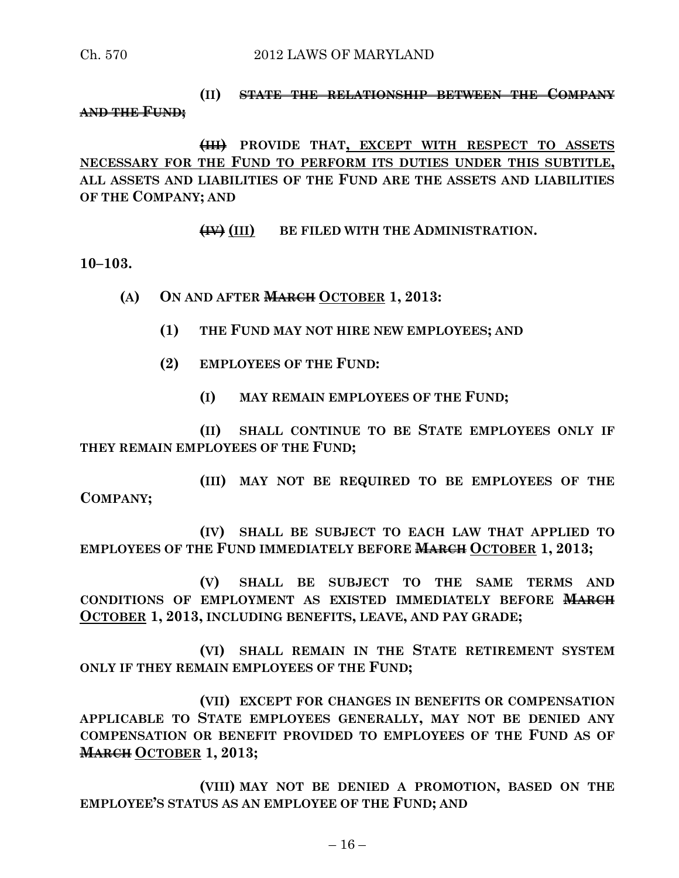**(II) ~~STATE THE RELATIONSHIP BETWEEN THE COMPANY AND THE FUND;~~**

**~~(III)~~ PROVIDE THAT, EXCEPT WITH RESPECT TO ASSETS NECESSARY FOR THE FUND TO PERFORM ITS DUTIES UNDER THIS SUBTITLE, ALL ASSETS AND LIABILITIES OF THE FUND ARE THE ASSETS AND LIABILITIES OF THE COMPANY; AND**

**~~(IV)~~ (III) BE FILED WITH THE ADMINISTRATION.**

**10–103.**

**(A) ON AND AFTER ~~MARCH~~ OCTOBER 1, 2013:**

**(1) THE FUND MAY NOT HIRE NEW EMPLOYEES; AND**

**(2) EMPLOYEES OF THE FUND:**

**(I) MAY REMAIN EMPLOYEES OF THE FUND;**

**(II) SHALL CONTINUE TO BE STATE EMPLOYEES ONLY IF THEY REMAIN EMPLOYEES OF THE FUND;**

**(III) MAY NOT BE REQUIRED TO BE EMPLOYEES OF THE COMPANY;**

**(IV) SHALL BE SUBJECT TO EACH LAW THAT APPLIED TO EMPLOYEES OF THE FUND IMMEDIATELY BEFORE ~~MARCH~~ OCTOBER 1, 2013;**

**(V) SHALL BE SUBJECT TO THE SAME TERMS AND CONDITIONS OF EMPLOYMENT AS EXISTED IMMEDIATELY BEFORE ~~MARCH~~ OCTOBER 1, 2013, INCLUDING BENEFITS, LEAVE, AND PAY GRADE;**

**(VI) SHALL REMAIN IN THE STATE RETIREMENT SYSTEM ONLY IF THEY REMAIN EMPLOYEES OF THE FUND;**

**(VII) EXCEPT FOR CHANGES IN BENEFITS OR COMPENSATION APPLICABLE TO STATE EMPLOYEES GENERALLY, MAY NOT BE DENIED ANY COMPENSATION OR BENEFIT PROVIDED TO EMPLOYEES OF THE FUND AS OF ~~MARCH~~ OCTOBER 1, 2013;**

**(VIII) MAY NOT BE DENIED A PROMOTION, BASED ON THE EMPLOYEE'S STATUS AS AN EMPLOYEE OF THE FUND; AND**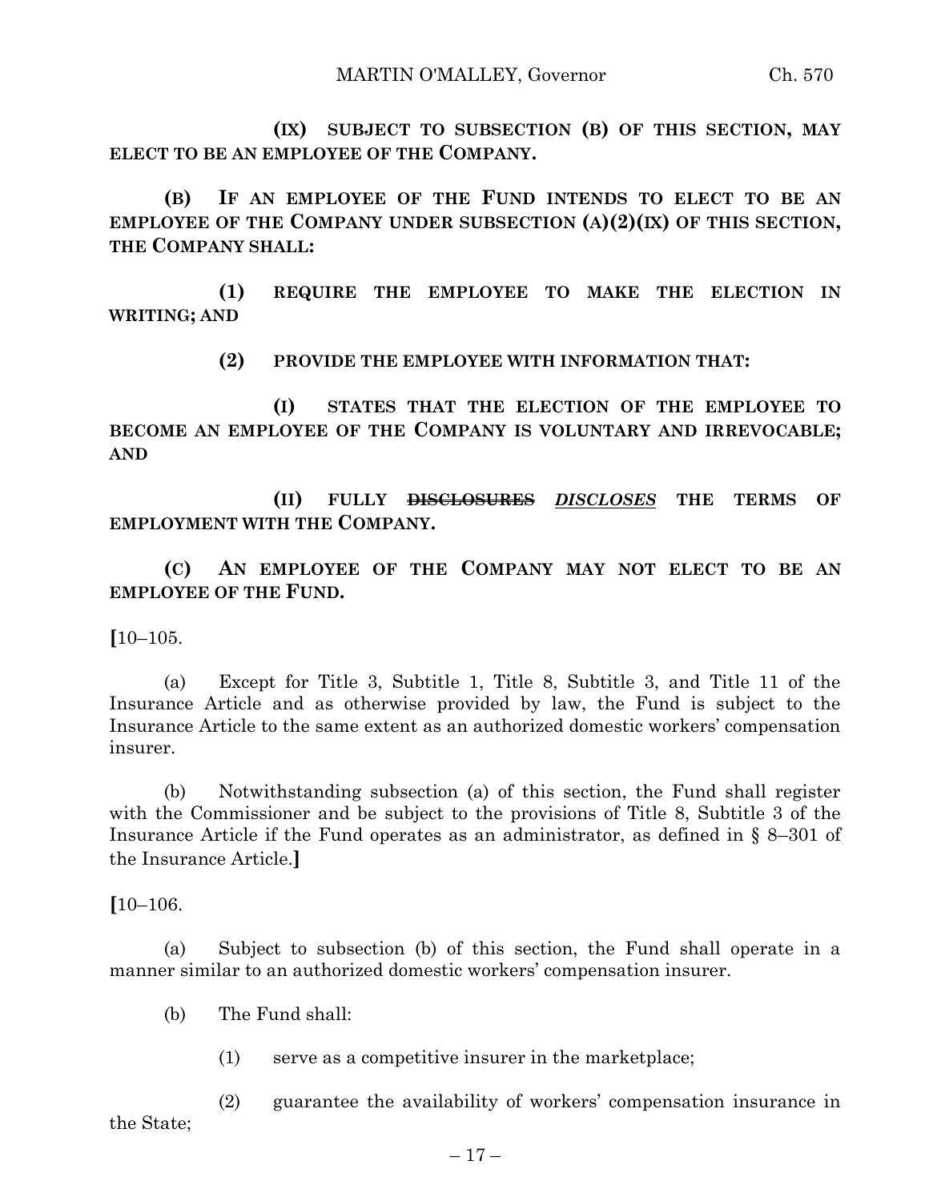**(IX) SUBJECT TO SUBSECTION (B) OF THIS SECTION, MAY ELECT TO BE AN EMPLOYEE OF THE COMPANY.**

**(B) IF AN EMPLOYEE OF THE FUND INTENDS TO ELECT TO BE AN EMPLOYEE OF THE COMPANY UNDER SUBSECTION (A)(2)(IX) OF THIS SECTION, THE COMPANY SHALL:**

**(1) REQUIRE THE EMPLOYEE TO MAKE THE ELECTION IN WRITING; AND**

**(2) PROVIDE THE EMPLOYEE WITH INFORMATION THAT:**

**(I) STATES THAT THE ELECTION OF THE EMPLOYEE TO BECOME AN EMPLOYEE OF THE COMPANY IS VOLUNTARY AND IRREVOCABLE; AND**

**(II) FULLY ~~DISCLOSURES~~ *DISCLOSES* THE TERMS OF EMPLOYMENT WITH THE COMPANY.**

**(C) AN EMPLOYEE OF THE COMPANY MAY NOT ELECT TO BE AN EMPLOYEE OF THE FUND.**

**[**10–105.

(a) Except for Title 3, Subtitle 1, Title 8, Subtitle 3, and Title 11 of the Insurance Article and as otherwise provided by law, the Fund is subject to the Insurance Article to the same extent as an authorized domestic workers' compensation insurer.

(b) Notwithstanding subsection (a) of this section, the Fund shall register with the Commissioner and be subject to the provisions of Title 8, Subtitle 3 of the Insurance Article if the Fund operates as an administrator, as defined in § 8–301 of the Insurance Article.**]**

**[**10–106.

(a) Subject to subsection (b) of this section, the Fund shall operate in a manner similar to an authorized domestic workers' compensation insurer.

(b) The Fund shall:

(1) serve as a competitive insurer in the marketplace;

(2) guarantee the availability of workers' compensation insurance in the State;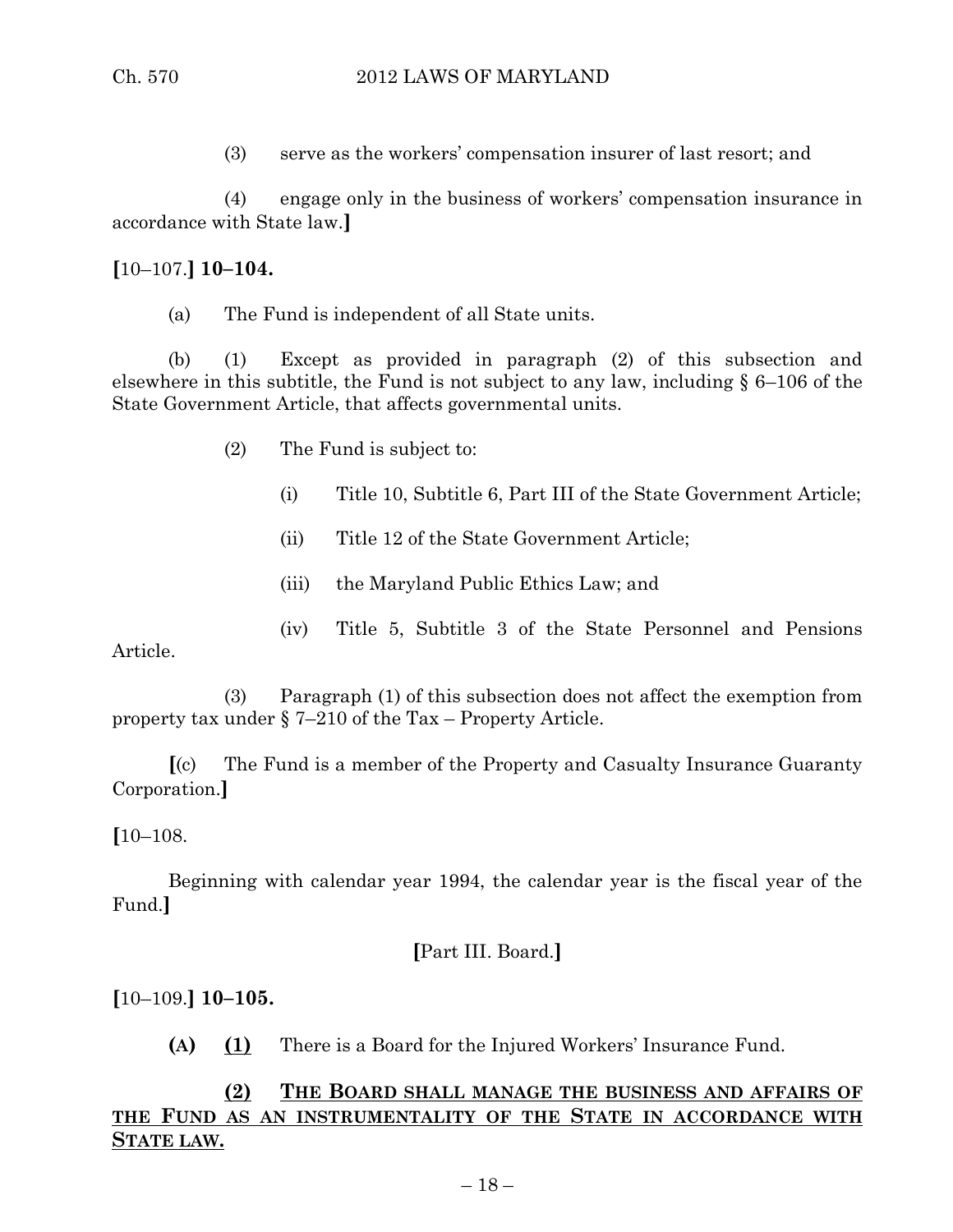(3) serve as the workers' compensation insurer of last resort; and

(4) engage only in the business of workers' compensation insurance in accordance with State law.]

**[**10–107.**] 10–104.**

(a) The Fund is independent of all State units.

(b) (1) Except as provided in paragraph (2) of this subsection and elsewhere in this subtitle, the Fund is not subject to any law, including § 6–106 of the State Government Article, that affects governmental units.

(2) The Fund is subject to:

(i) Title 10, Subtitle 6, Part III of the State Government Article;

(ii) Title 12 of the State Government Article;

(iii) the Maryland Public Ethics Law; and

(iv) Title 5, Subtitle 3 of the State Personnel and Pensions Article.

(3) Paragraph (1) of this subsection does not affect the exemption from property tax under § 7–210 of the Tax – Property Article.

**[**(c) The Fund is a member of the Property and Casualty Insurance Guaranty Corporation.**]**

**[**10–108.

Beginning with calendar year 1994, the calendar year is the fiscal year of the Fund.**]**

**[**Part III. Board.**]**

**[**10–109.**] 10–105.**

**(A)** **(1)** There is a Board for the Injured Workers' Insurance Fund.

**(2) THE BOARD SHALL MANAGE THE BUSINESS AND AFFAIRS OF THE FUND AS AN INSTRUMENTALITY OF THE STATE IN ACCORDANCE WITH STATE LAW.**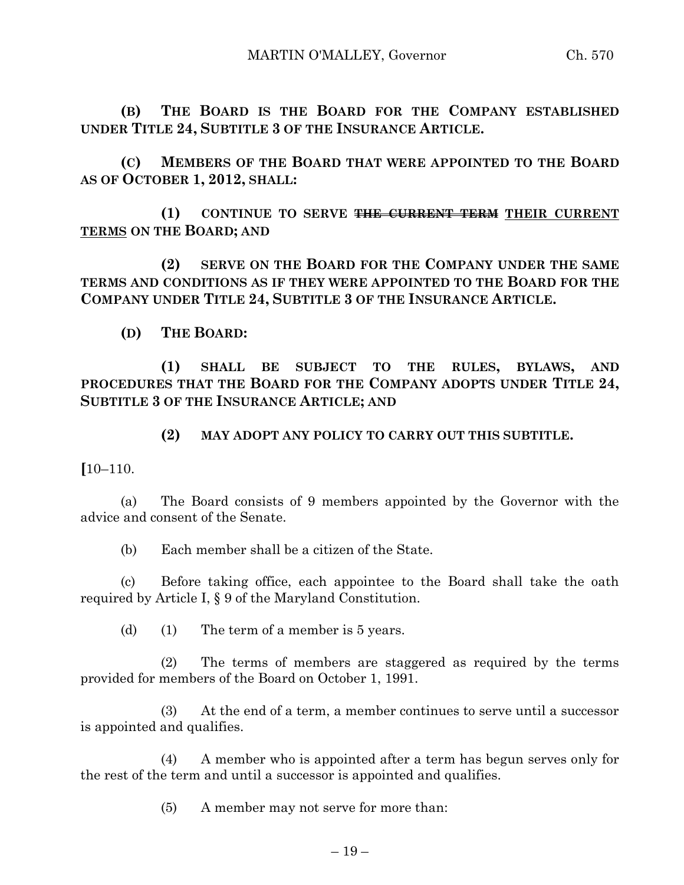**(B) THE BOARD IS THE BOARD FOR THE COMPANY ESTABLISHED UNDER TITLE 24, SUBTITLE 3 OF THE INSURANCE ARTICLE.**

**(C) MEMBERS OF THE BOARD THAT WERE APPOINTED TO THE BOARD AS OF OCTOBER 1, 2012, SHALL:**

**(1) CONTINUE TO SERVE ~~THE CURRENT TERM~~ THEIR CURRENT TERMS ON THE BOARD; AND**

**(2) SERVE ON THE BOARD FOR THE COMPANY UNDER THE SAME TERMS AND CONDITIONS AS IF THEY WERE APPOINTED TO THE BOARD FOR THE COMPANY UNDER TITLE 24, SUBTITLE 3 OF THE INSURANCE ARTICLE.**

**(D) THE BOARD:**

**(1) SHALL BE SUBJECT TO THE RULES, BYLAWS, AND PROCEDURES THAT THE BOARD FOR THE COMPANY ADOPTS UNDER TITLE 24, SUBTITLE 3 OF THE INSURANCE ARTICLE; AND**

**(2) MAY ADOPT ANY POLICY TO CARRY OUT THIS SUBTITLE.**

**[**10–110.

(a) The Board consists of 9 members appointed by the Governor with the advice and consent of the Senate.

(b) Each member shall be a citizen of the State.

(c) Before taking office, each appointee to the Board shall take the oath required by Article I, § 9 of the Maryland Constitution.

(d) (1) The term of a member is 5 years.

(2) The terms of members are staggered as required by the terms provided for members of the Board on October 1, 1991.

(3) At the end of a term, a member continues to serve until a successor is appointed and qualifies.

(4) A member who is appointed after a term has begun serves only for the rest of the term and until a successor is appointed and qualifies.

(5) A member may not serve for more than: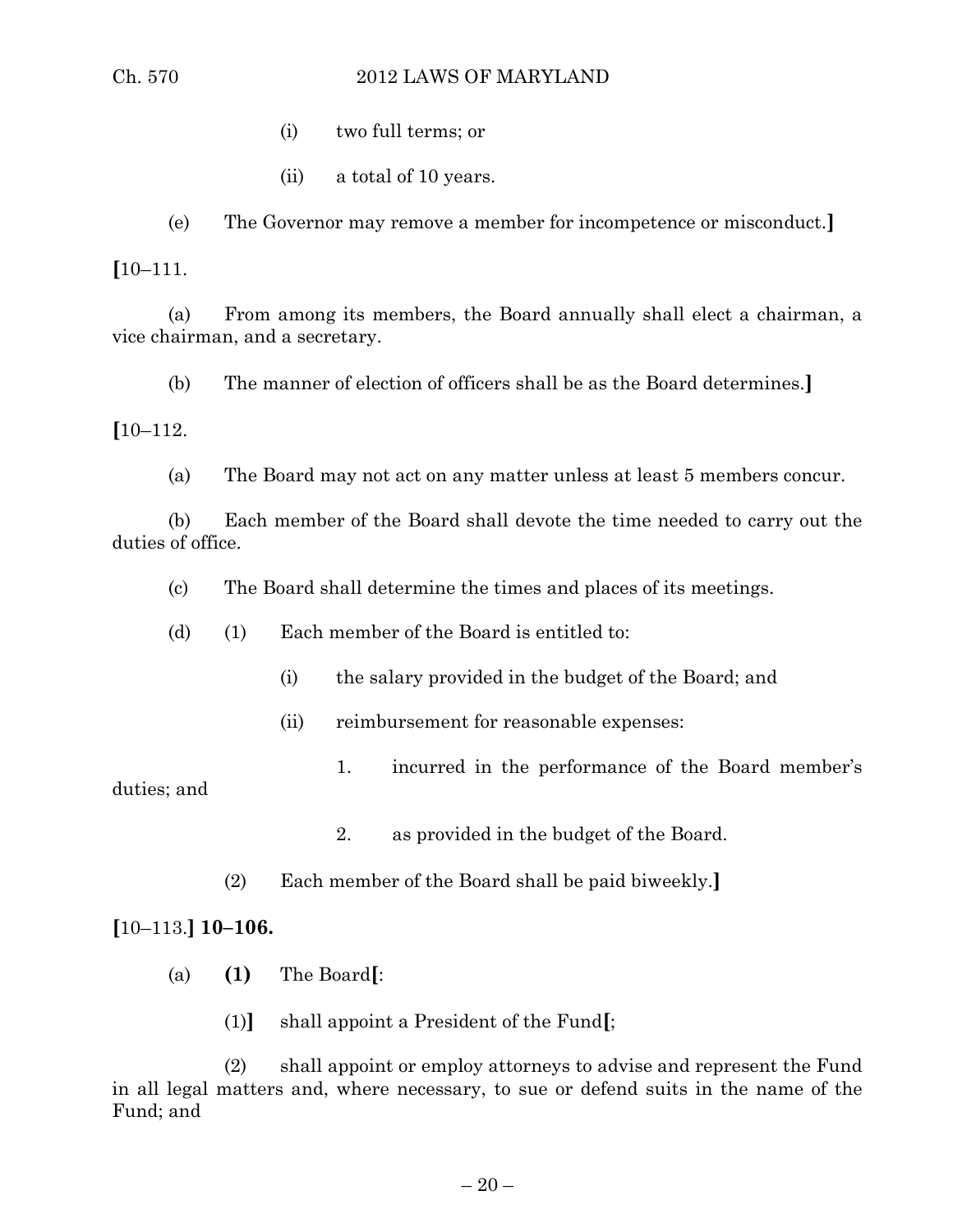(i) two full terms; or

(ii) a total of 10 years.

(e) The Governor may remove a member for incompetence or misconduct.]

[10–111.

(a) From among its members, the Board annually shall elect a chairman, a vice chairman, and a secretary.

(b) The manner of election of officers shall be as the Board determines.]

[10–112.

(a) The Board may not act on any matter unless at least 5 members concur.

(b) Each member of the Board shall devote the time needed to carry out the duties of office.

(c) The Board shall determine the times and places of its meetings.

(d) (1) Each member of the Board is entitled to:

(i) the salary provided in the budget of the Board; and

(ii) reimbursement for reasonable expenses:

1. incurred in the performance of the Board member's duties; and

2. as provided in the budget of the Board.

(2) Each member of the Board shall be paid biweekly.]

[10–113.] **10–106.**

(a) **(1)** The Board[:

(1)] shall appoint a President of the Fund[;

(2) shall appoint or employ attorneys to advise and represent the Fund in all legal matters and, where necessary, to sue or defend suits in the name of the Fund; and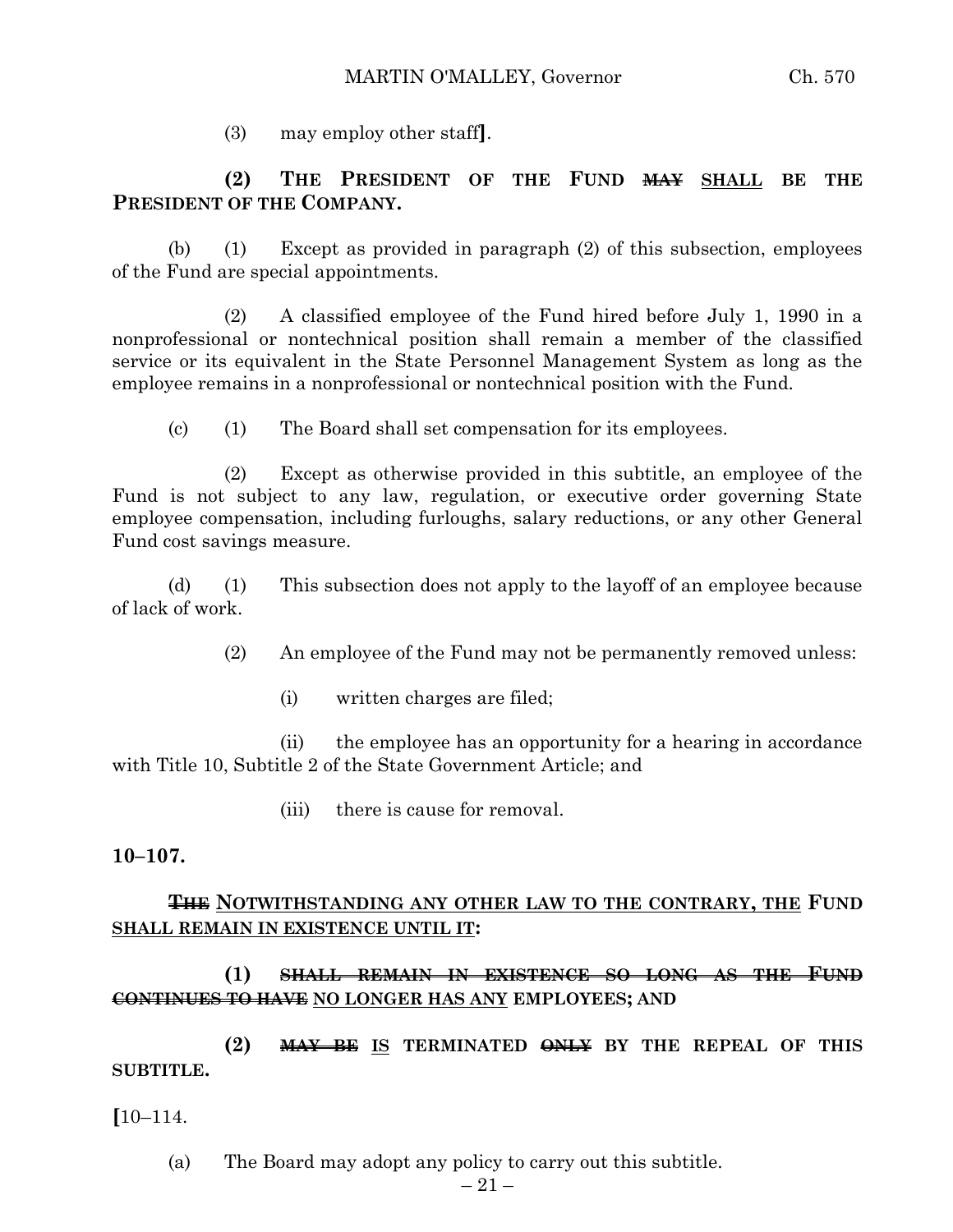(3) may employ other staff**]**.

**(2) THE PRESIDENT OF THE FUND ~~MAY~~ SHALL BE THE PRESIDENT OF THE COMPANY.**

(b) (1) Except as provided in paragraph (2) of this subsection, employees of the Fund are special appointments.

(2) A classified employee of the Fund hired before July 1, 1990 in a nonprofessional or nontechnical position shall remain a member of the classified service or its equivalent in the State Personnel Management System as long as the employee remains in a nonprofessional or nontechnical position with the Fund.

(c) (1) The Board shall set compensation for its employees.

(2) Except as otherwise provided in this subtitle, an employee of the Fund is not subject to any law, regulation, or executive order governing State employee compensation, including furloughs, salary reductions, or any other General Fund cost savings measure.

(d) (1) This subsection does not apply to the layoff of an employee because of lack of work.

(2) An employee of the Fund may not be permanently removed unless:

(i) written charges are filed;

(ii) the employee has an opportunity for a hearing in accordance with Title 10, Subtitle 2 of the State Government Article; and

(iii) there is cause for removal.

**10–107.**

**~~THE~~ NOTWITHSTANDING ANY OTHER LAW TO THE CONTRARY, THE FUND SHALL REMAIN IN EXISTENCE UNTIL IT:**

**(1) ~~SHALL REMAIN IN EXISTENCE SO LONG AS THE FUND CONTINUES TO HAVE~~ NO LONGER HAS ANY EMPLOYEES; AND**

**(2) ~~MAY BE~~ IS TERMINATED ~~ONLY~~ BY THE REPEAL OF THIS SUBTITLE.**

**[**10–114.

(a) The Board may adopt any policy to carry out this subtitle.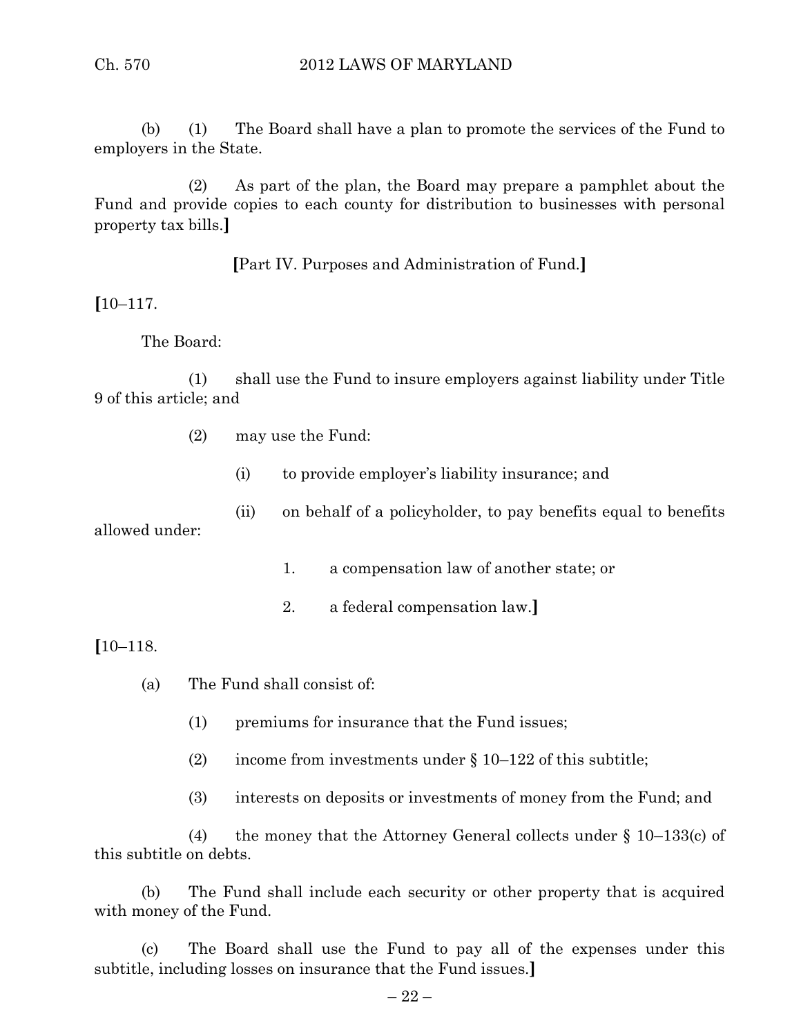(b) (1) The Board shall have a plan to promote the services of the Fund to employers in the State.

(2) As part of the plan, the Board may prepare a pamphlet about the Fund and provide copies to each county for distribution to businesses with personal property tax bills.]

[Part IV. Purposes and Administration of Fund.]

[10–117.

The Board:

(1) shall use the Fund to insure employers against liability under Title 9 of this article; and

(2) may use the Fund:

(i) to provide employer's liability insurance; and

(ii) on behalf of a policyholder, to pay benefits equal to benefits allowed under:

1. a compensation law of another state; or

2. a federal compensation law.]

[10–118.

(a) The Fund shall consist of:

(1) premiums for insurance that the Fund issues;

(2) income from investments under § 10–122 of this subtitle;

(3) interests on deposits or investments of money from the Fund; and

(4) the money that the Attorney General collects under § 10–133(c) of this subtitle on debts.

(b) The Fund shall include each security or other property that is acquired with money of the Fund.

(c) The Board shall use the Fund to pay all of the expenses under this subtitle, including losses on insurance that the Fund issues.]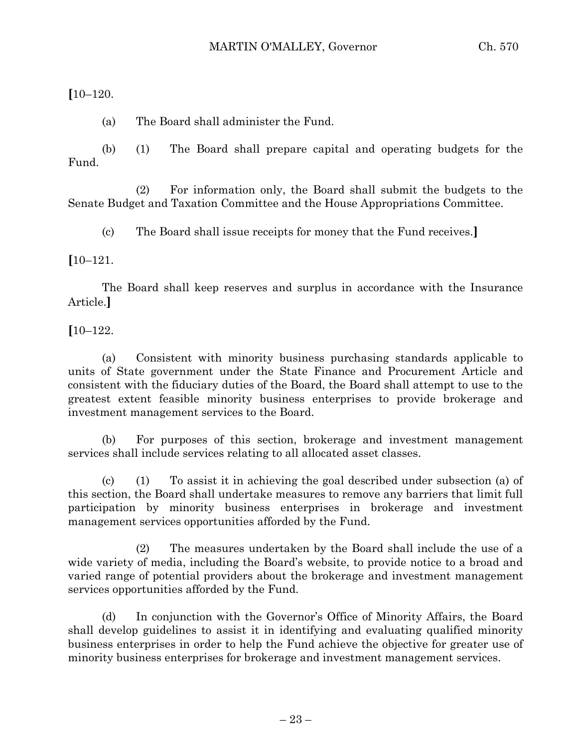**[**10–120.

(a) The Board shall administer the Fund.

(b) (1) The Board shall prepare capital and operating budgets for the Fund.

(2) For information only, the Board shall submit the budgets to the Senate Budget and Taxation Committee and the House Appropriations Committee.

(c) The Board shall issue receipts for money that the Fund receives.**]**

**[**10–121.

The Board shall keep reserves and surplus in accordance with the Insurance Article.**]**

**[**10–122.

(a) Consistent with minority business purchasing standards applicable to units of State government under the State Finance and Procurement Article and consistent with the fiduciary duties of the Board, the Board shall attempt to use to the greatest extent feasible minority business enterprises to provide brokerage and investment management services to the Board.

(b) For purposes of this section, brokerage and investment management services shall include services relating to all allocated asset classes.

(c) (1) To assist it in achieving the goal described under subsection (a) of this section, the Board shall undertake measures to remove any barriers that limit full participation by minority business enterprises in brokerage and investment management services opportunities afforded by the Fund.

(2) The measures undertaken by the Board shall include the use of a wide variety of media, including the Board's website, to provide notice to a broad and varied range of potential providers about the brokerage and investment management services opportunities afforded by the Fund.

(d) In conjunction with the Governor's Office of Minority Affairs, the Board shall develop guidelines to assist it in identifying and evaluating qualified minority business enterprises in order to help the Fund achieve the objective for greater use of minority business enterprises for brokerage and investment management services.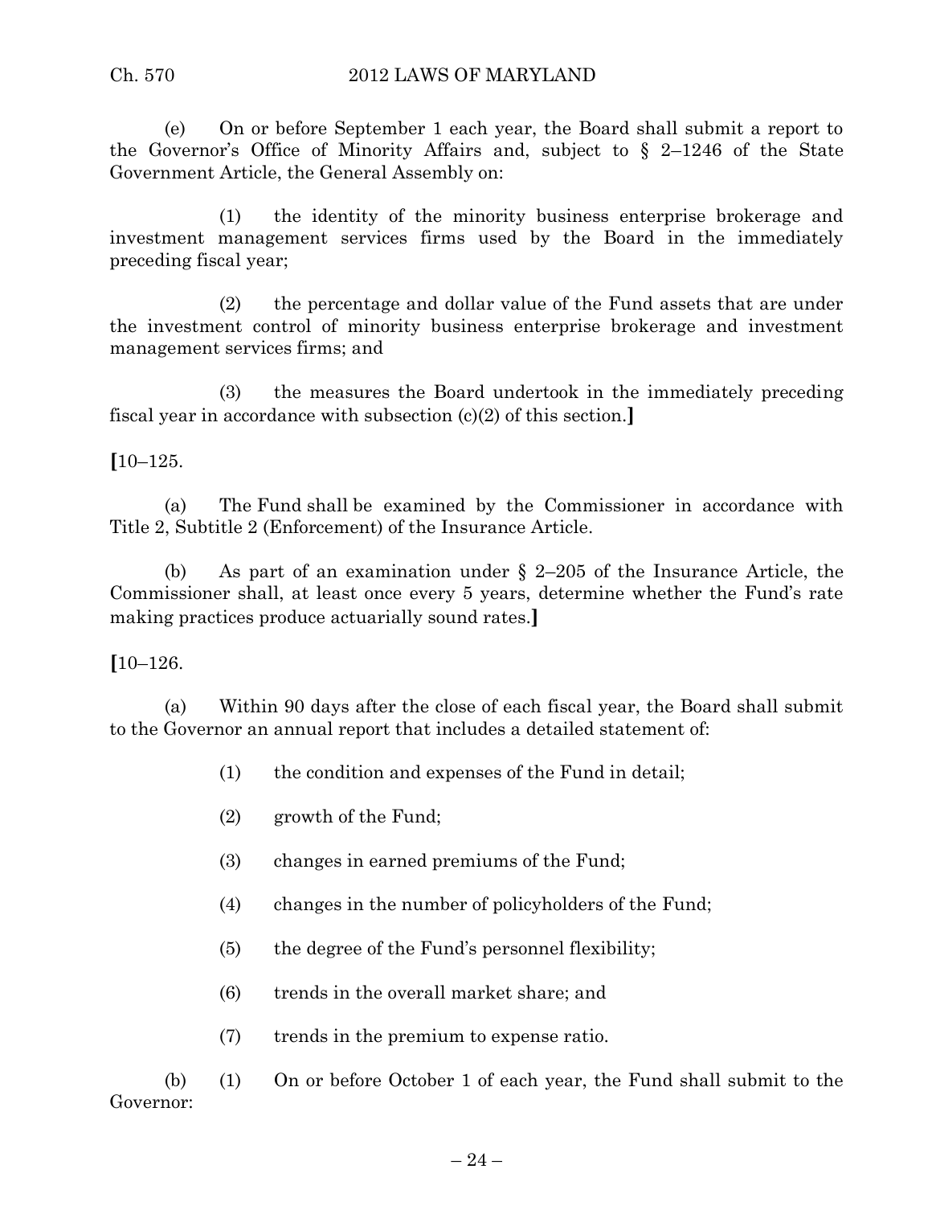(e) On or before September 1 each year, the Board shall submit a report to the Governor's Office of Minority Affairs and, subject to § 2–1246 of the State Government Article, the General Assembly on:

(1) the identity of the minority business enterprise brokerage and investment management services firms used by the Board in the immediately preceding fiscal year;

(2) the percentage and dollar value of the Fund assets that are under the investment control of minority business enterprise brokerage and investment management services firms; and

(3) the measures the Board undertook in the immediately preceding fiscal year in accordance with subsection (c)(2) of this section.]

[10–125.

(a) The Fund shall be examined by the Commissioner in accordance with Title 2, Subtitle 2 (Enforcement) of the Insurance Article.

(b) As part of an examination under § 2–205 of the Insurance Article, the Commissioner shall, at least once every 5 years, determine whether the Fund's rate making practices produce actuarially sound rates.]

[10–126.

(a) Within 90 days after the close of each fiscal year, the Board shall submit to the Governor an annual report that includes a detailed statement of:

(1) the condition and expenses of the Fund in detail;

(2) growth of the Fund;

(3) changes in earned premiums of the Fund;

(4) changes in the number of policyholders of the Fund;

(5) the degree of the Fund's personnel flexibility;

(6) trends in the overall market share; and

(7) trends in the premium to expense ratio.

(b) (1) On or before October 1 of each year, the Fund shall submit to the Governor: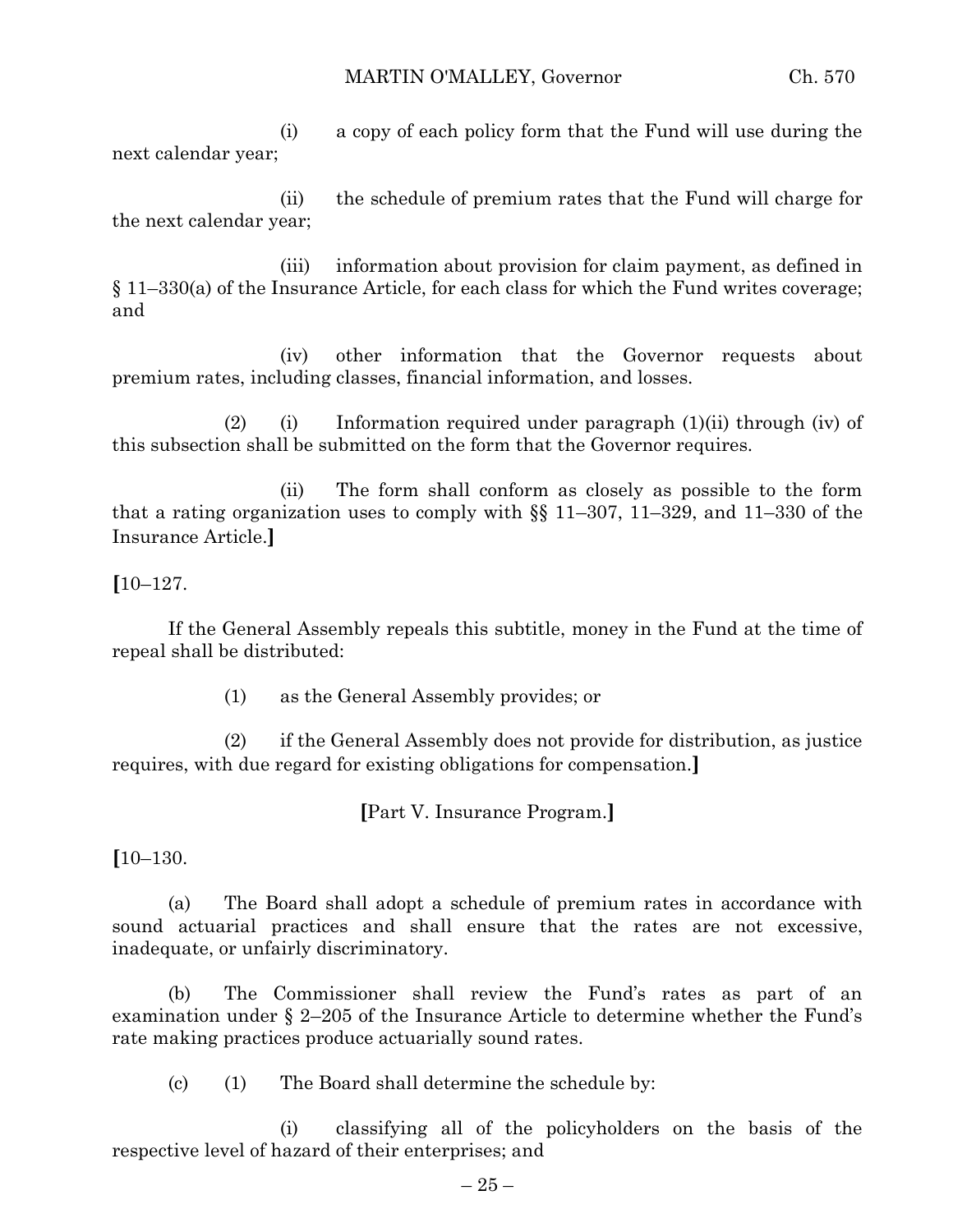(i) a copy of each policy form that the Fund will use during the next calendar year;

(ii) the schedule of premium rates that the Fund will charge for the next calendar year;

(iii) information about provision for claim payment, as defined in § 11–330(a) of the Insurance Article, for each class for which the Fund writes coverage; and

(iv) other information that the Governor requests about premium rates, including classes, financial information, and losses.

(2) (i) Information required under paragraph (1)(ii) through (iv) of this subsection shall be submitted on the form that the Governor requires.

(ii) The form shall conform as closely as possible to the form that a rating organization uses to comply with §§ 11–307, 11–329, and 11–330 of the Insurance Article.**]**

**[**10–127.

If the General Assembly repeals this subtitle, money in the Fund at the time of repeal shall be distributed:

(1) as the General Assembly provides; or

(2) if the General Assembly does not provide for distribution, as justice requires, with due regard for existing obligations for compensation.**]**

**[**Part V. Insurance Program.**]**

**[**10–130.

(a) The Board shall adopt a schedule of premium rates in accordance with sound actuarial practices and shall ensure that the rates are not excessive, inadequate, or unfairly discriminatory.

(b) The Commissioner shall review the Fund's rates as part of an examination under § 2–205 of the Insurance Article to determine whether the Fund's rate making practices produce actuarially sound rates.

(c) (1) The Board shall determine the schedule by:

(i) classifying all of the policyholders on the basis of the respective level of hazard of their enterprises; and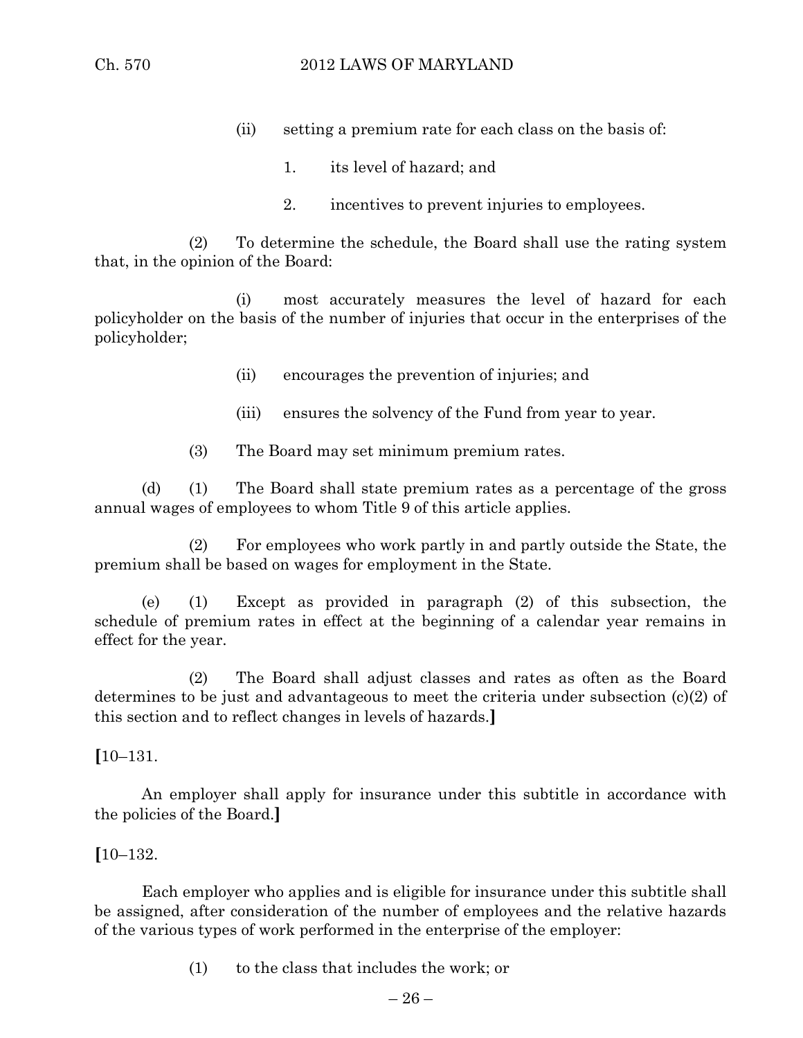(ii) setting a premium rate for each class on the basis of:

1. its level of hazard; and

2. incentives to prevent injuries to employees.

(2) To determine the schedule, the Board shall use the rating system that, in the opinion of the Board:

(i) most accurately measures the level of hazard for each policyholder on the basis of the number of injuries that occur in the enterprises of the policyholder;

(ii) encourages the prevention of injuries; and

(iii) ensures the solvency of the Fund from year to year.

(3) The Board may set minimum premium rates.

(d) (1) The Board shall state premium rates as a percentage of the gross annual wages of employees to whom Title 9 of this article applies.

(2) For employees who work partly in and partly outside the State, the premium shall be based on wages for employment in the State.

(e) (1) Except as provided in paragraph (2) of this subsection, the schedule of premium rates in effect at the beginning of a calendar year remains in effect for the year.

(2) The Board shall adjust classes and rates as often as the Board determines to be just and advantageous to meet the criteria under subsection (c)(2) of this section and to reflect changes in levels of hazards.**]**

**[**10–131.

An employer shall apply for insurance under this subtitle in accordance with the policies of the Board.**]**

**[**10–132.

Each employer who applies and is eligible for insurance under this subtitle shall be assigned, after consideration of the number of employees and the relative hazards of the various types of work performed in the enterprise of the employer:

(1) to the class that includes the work; or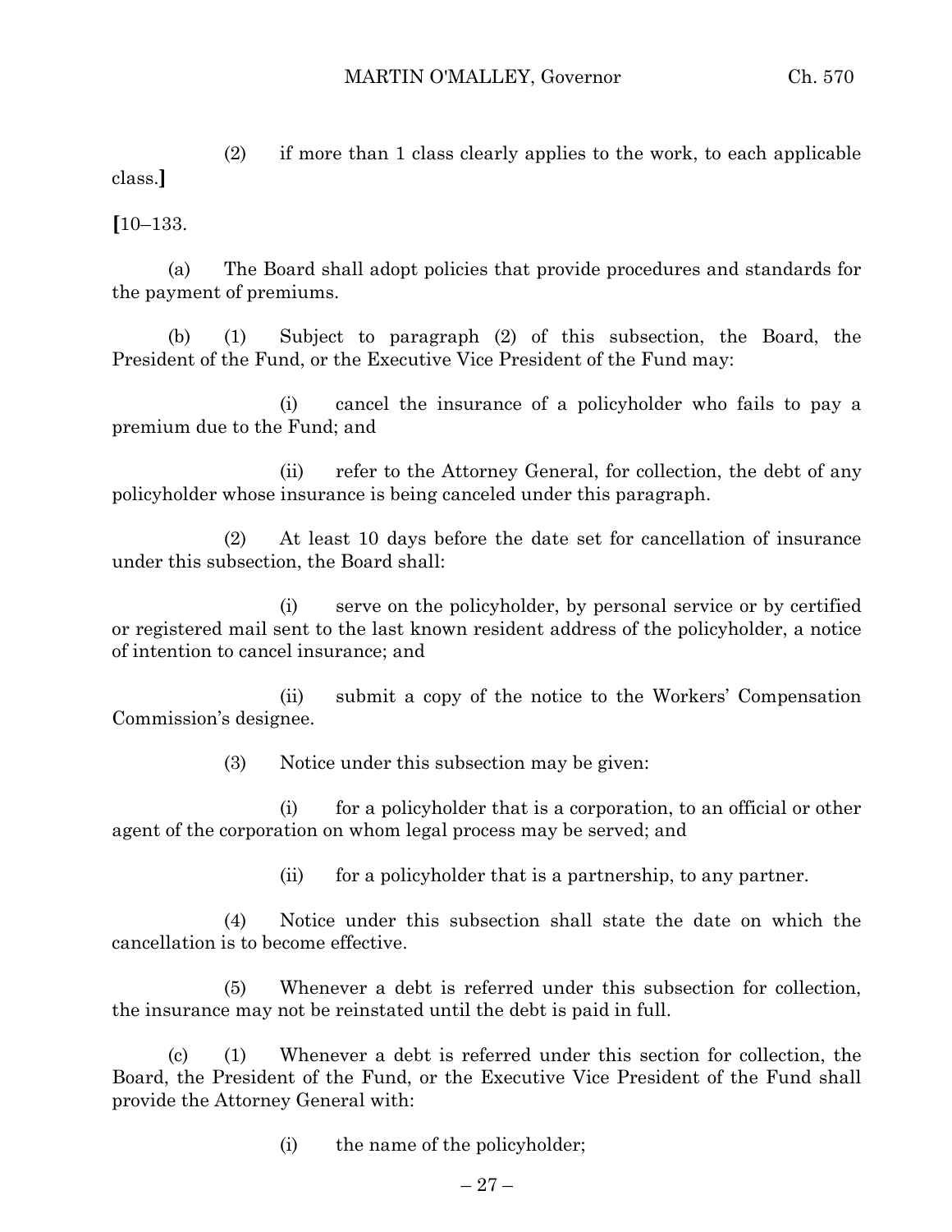(2) if more than 1 class clearly applies to the work, to each applicable class.**]**

**[**10–133.

(a) The Board shall adopt policies that provide procedures and standards for the payment of premiums.

(b) (1) Subject to paragraph (2) of this subsection, the Board, the President of the Fund, or the Executive Vice President of the Fund may:

(i) cancel the insurance of a policyholder who fails to pay a premium due to the Fund; and

(ii) refer to the Attorney General, for collection, the debt of any policyholder whose insurance is being canceled under this paragraph.

(2) At least 10 days before the date set for cancellation of insurance under this subsection, the Board shall:

(i) serve on the policyholder, by personal service or by certified or registered mail sent to the last known resident address of the policyholder, a notice of intention to cancel insurance; and

(ii) submit a copy of the notice to the Workers' Compensation Commission's designee.

(3) Notice under this subsection may be given:

(i) for a policyholder that is a corporation, to an official or other agent of the corporation on whom legal process may be served; and

(ii) for a policyholder that is a partnership, to any partner.

(4) Notice under this subsection shall state the date on which the cancellation is to become effective.

(5) Whenever a debt is referred under this subsection for collection, the insurance may not be reinstated until the debt is paid in full.

(c) (1) Whenever a debt is referred under this section for collection, the Board, the President of the Fund, or the Executive Vice President of the Fund shall provide the Attorney General with:

(i) the name of the policyholder;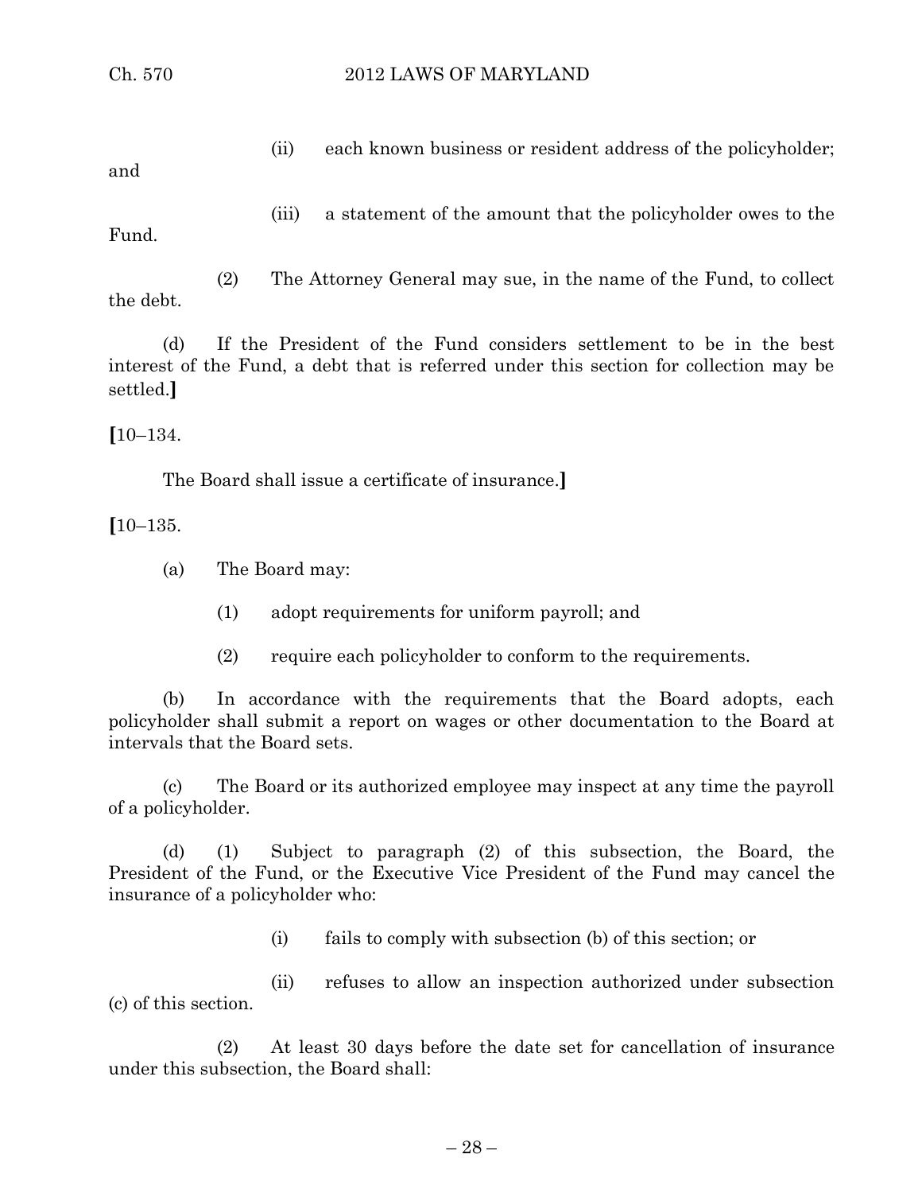(ii) each known business or resident address of the policyholder; and

(iii) a statement of the amount that the policyholder owes to the Fund.

(2) The Attorney General may sue, in the name of the Fund, to collect the debt.

(d) If the President of the Fund considers settlement to be in the best interest of the Fund, a debt that is referred under this section for collection may be settled.**]**

**[**10–134.

The Board shall issue a certificate of insurance.**]**

**[**10–135.

(a) The Board may:

(1) adopt requirements for uniform payroll; and

(2) require each policyholder to conform to the requirements.

(b) In accordance with the requirements that the Board adopts, each policyholder shall submit a report on wages or other documentation to the Board at intervals that the Board sets.

(c) The Board or its authorized employee may inspect at any time the payroll of a policyholder.

(d) (1) Subject to paragraph (2) of this subsection, the Board, the President of the Fund, or the Executive Vice President of the Fund may cancel the insurance of a policyholder who:

(i) fails to comply with subsection (b) of this section; or

(ii) refuses to allow an inspection authorized under subsection (c) of this section.

(2) At least 30 days before the date set for cancellation of insurance under this subsection, the Board shall: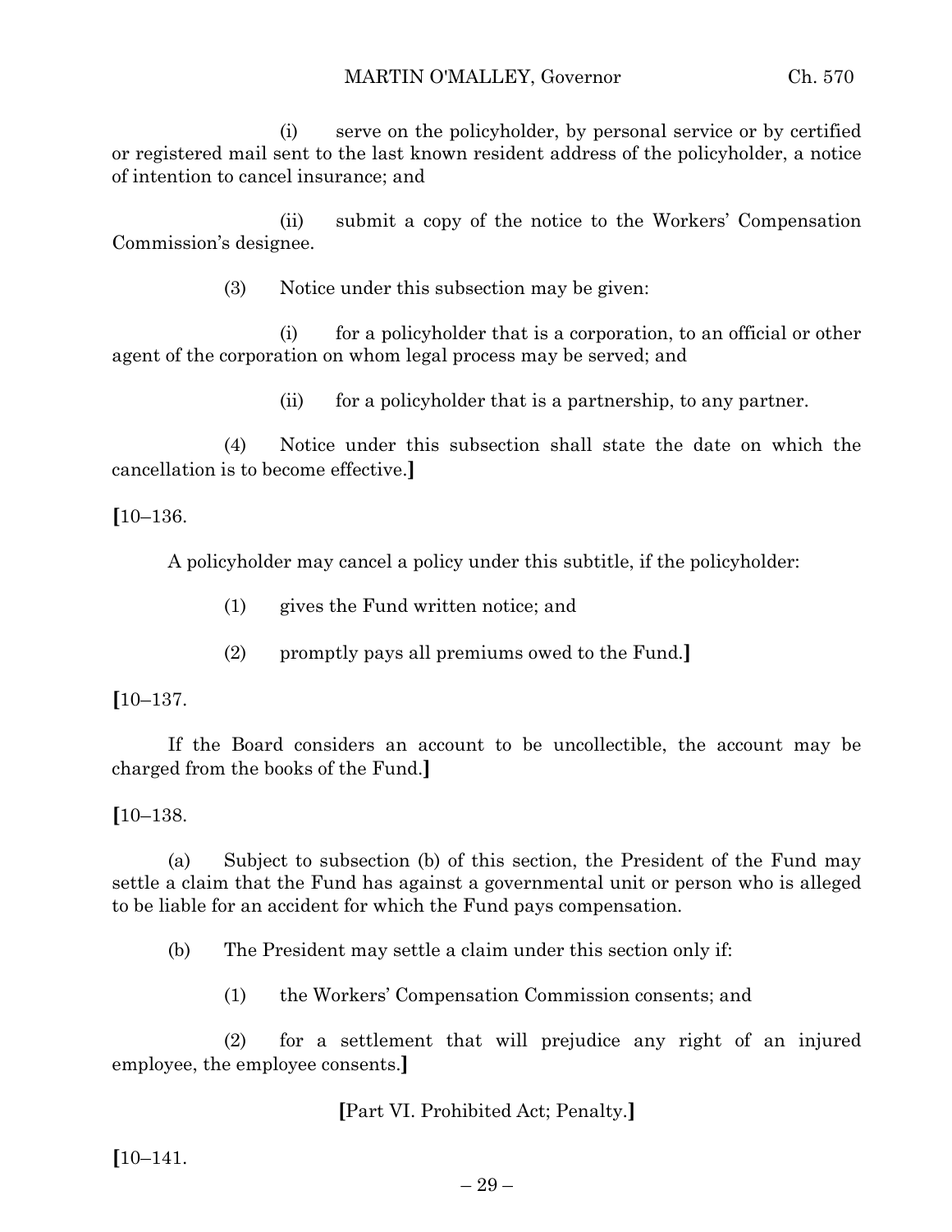(i) serve on the policyholder, by personal service or by certified or registered mail sent to the last known resident address of the policyholder, a notice of intention to cancel insurance; and

(ii) submit a copy of the notice to the Workers' Compensation Commission's designee.

(3) Notice under this subsection may be given:

(i) for a policyholder that is a corporation, to an official or other agent of the corporation on whom legal process may be served; and

(ii) for a policyholder that is a partnership, to any partner.

(4) Notice under this subsection shall state the date on which the cancellation is to become effective.**]**

**[**10–136.

A policyholder may cancel a policy under this subtitle, if the policyholder:

(1) gives the Fund written notice; and

(2) promptly pays all premiums owed to the Fund.**]**

**[**10–137.

If the Board considers an account to be uncollectible, the account may be charged from the books of the Fund.**]**

**[**10–138.

(a) Subject to subsection (b) of this section, the President of the Fund may settle a claim that the Fund has against a governmental unit or person who is alleged to be liable for an accident for which the Fund pays compensation.

(b) The President may settle a claim under this section only if:

(1) the Workers' Compensation Commission consents; and

(2) for a settlement that will prejudice any right of an injured employee, the employee consents.**]**

**[**Part VI. Prohibited Act; Penalty.**]**

**[**10–141.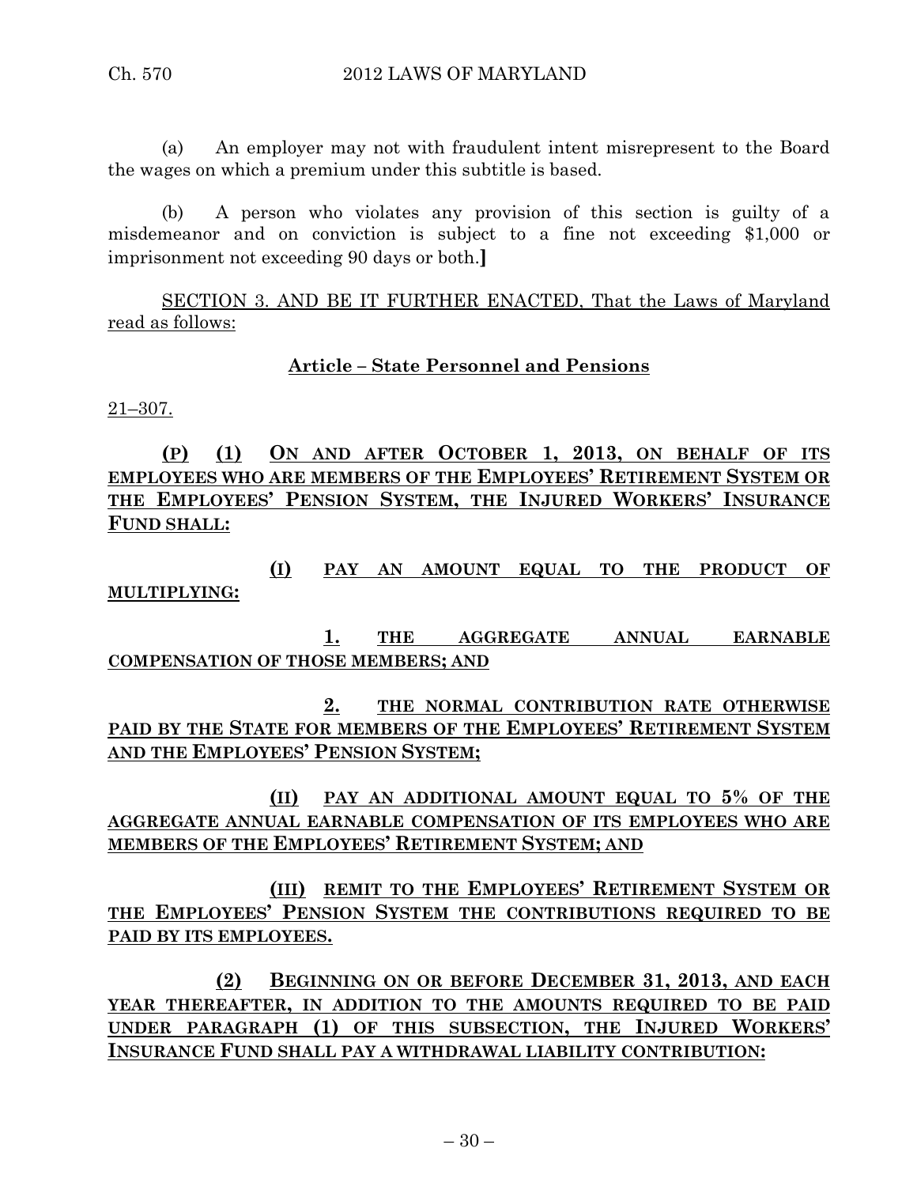(a) An employer may not with fraudulent intent misrepresent to the Board the wages on which a premium under this subtitle is based.

(b) A person who violates any provision of this section is guilty of a misdemeanor and on conviction is subject to a fine not exceeding $1,000 or imprisonment not exceeding 90 days or both.]

SECTION 3. AND BE IT FURTHER ENACTED, That the Laws of Maryland read as follows:

**Article – State Personnel and Pensions**

21–307.

**(P) (1) ON AND AFTER OCTOBER 1, 2013, ON BEHALF OF ITS EMPLOYEES WHO ARE MEMBERS OF THE EMPLOYEES' RETIREMENT SYSTEM OR THE EMPLOYEES' PENSION SYSTEM, THE INJURED WORKERS' INSURANCE FUND SHALL:**

**(I) PAY AN AMOUNT EQUAL TO THE PRODUCT OF MULTIPLYING:**

**1. THE AGGREGATE ANNUAL EARNABLE COMPENSATION OF THOSE MEMBERS; AND**

**2. THE NORMAL CONTRIBUTION RATE OTHERWISE PAID BY THE STATE FOR MEMBERS OF THE EMPLOYEES' RETIREMENT SYSTEM AND THE EMPLOYEES' PENSION SYSTEM;**

**(II) PAY AN ADDITIONAL AMOUNT EQUAL TO 5% OF THE AGGREGATE ANNUAL EARNABLE COMPENSATION OF ITS EMPLOYEES WHO ARE MEMBERS OF THE EMPLOYEES' RETIREMENT SYSTEM; AND**

**(III) REMIT TO THE EMPLOYEES' RETIREMENT SYSTEM OR THE EMPLOYEES' PENSION SYSTEM THE CONTRIBUTIONS REQUIRED TO BE PAID BY ITS EMPLOYEES.**

**(2) BEGINNING ON OR BEFORE DECEMBER 31, 2013, AND EACH YEAR THEREAFTER, IN ADDITION TO THE AMOUNTS REQUIRED TO BE PAID UNDER PARAGRAPH (1) OF THIS SUBSECTION, THE INJURED WORKERS' INSURANCE FUND SHALL PAY A WITHDRAWAL LIABILITY CONTRIBUTION:**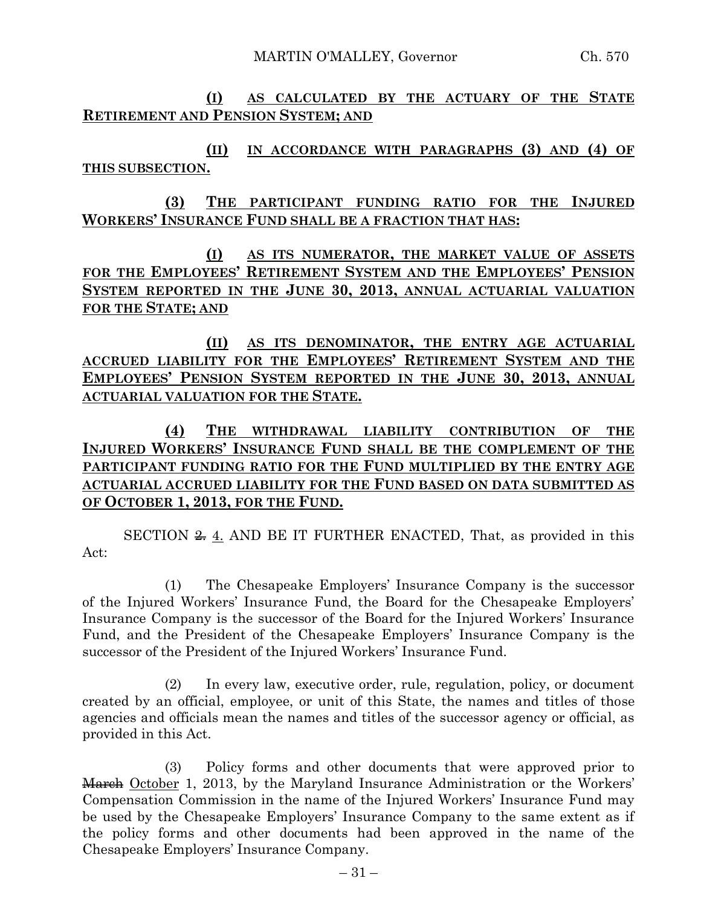(I) AS CALCULATED BY THE ACTUARY OF THE STATE RETIREMENT AND PENSION SYSTEM; AND

(II) IN ACCORDANCE WITH PARAGRAPHS (3) AND (4) OF THIS SUBSECTION.

(3) THE PARTICIPANT FUNDING RATIO FOR THE INJURED WORKERS' INSURANCE FUND SHALL BE A FRACTION THAT HAS:

(I) AS ITS NUMERATOR, THE MARKET VALUE OF ASSETS FOR THE EMPLOYEES' RETIREMENT SYSTEM AND THE EMPLOYEES' PENSION SYSTEM REPORTED IN THE JUNE 30, 2013, ANNUAL ACTUARIAL VALUATION FOR THE STATE; AND

(II) AS ITS DENOMINATOR, THE ENTRY AGE ACTUARIAL ACCRUED LIABILITY FOR THE EMPLOYEES' RETIREMENT SYSTEM AND THE EMPLOYEES' PENSION SYSTEM REPORTED IN THE JUNE 30, 2013, ANNUAL ACTUARIAL VALUATION FOR THE STATE.

(4) THE WITHDRAWAL LIABILITY CONTRIBUTION OF THE INJURED WORKERS' INSURANCE FUND SHALL BE THE COMPLEMENT OF THE PARTICIPANT FUNDING RATIO FOR THE FUND MULTIPLIED BY THE ENTRY AGE ACTUARIAL ACCRUED LIABILITY FOR THE FUND BASED ON DATA SUBMITTED AS OF OCTOBER 1, 2013, FOR THE FUND.

SECTION ~~2.~~ 4. AND BE IT FURTHER ENACTED, That, as provided in this Act:

(1) The Chesapeake Employers' Insurance Company is the successor of the Injured Workers' Insurance Fund, the Board for the Chesapeake Employers' Insurance Company is the successor of the Board for the Injured Workers' Insurance Fund, and the President of the Chesapeake Employers' Insurance Company is the successor of the President of the Injured Workers' Insurance Fund.

(2) In every law, executive order, rule, regulation, policy, or document created by an official, employee, or unit of this State, the names and titles of those agencies and officials mean the names and titles of the successor agency or official, as provided in this Act.

(3) Policy forms and other documents that were approved prior to ~~March~~ October 1, 2013, by the Maryland Insurance Administration or the Workers' Compensation Commission in the name of the Injured Workers' Insurance Fund may be used by the Chesapeake Employers' Insurance Company to the same extent as if the policy forms and other documents had been approved in the name of the Chesapeake Employers' Insurance Company.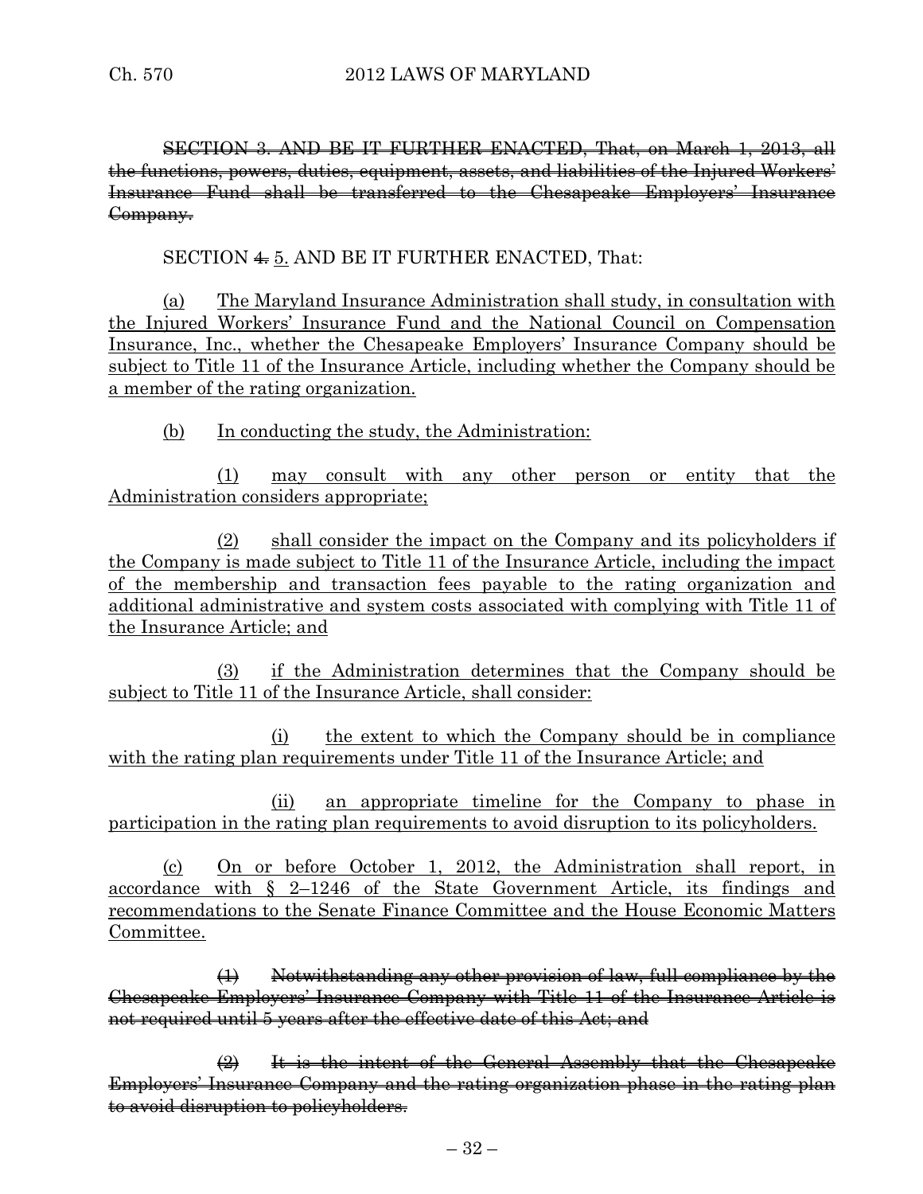~~SECTION 3. AND BE IT FURTHER ENACTED, That, on March 1, 2013, all the functions, powers, duties, equipment, assets, and liabilities of the Injured Workers' Insurance Fund shall be transferred to the Chesapeake Employers' Insurance Company.~~

SECTION ~~4.~~ 5. AND BE IT FURTHER ENACTED, That:

(a) The Maryland Insurance Administration shall study, in consultation with the Injured Workers' Insurance Fund and the National Council on Compensation Insurance, Inc., whether the Chesapeake Employers' Insurance Company should be subject to Title 11 of the Insurance Article, including whether the Company should be a member of the rating organization.

(b) In conducting the study, the Administration:

(1) may consult with any other person or entity that the Administration considers appropriate;

(2) shall consider the impact on the Company and its policyholders if the Company is made subject to Title 11 of the Insurance Article, including the impact of the membership and transaction fees payable to the rating organization and additional administrative and system costs associated with complying with Title 11 of the Insurance Article; and

(3) if the Administration determines that the Company should be subject to Title 11 of the Insurance Article, shall consider:

(i) the extent to which the Company should be in compliance with the rating plan requirements under Title 11 of the Insurance Article; and

(ii) an appropriate timeline for the Company to phase in participation in the rating plan requirements to avoid disruption to its policyholders.

(c) On or before October 1, 2012, the Administration shall report, in accordance with § 2–1246 of the State Government Article, its findings and recommendations to the Senate Finance Committee and the House Economic Matters Committee.

~~(1) Notwithstanding any other provision of law, full compliance by the Chesapeake Employers' Insurance Company with Title 11 of the Insurance Article is not required until 5 years after the effective date of this Act; and~~

~~(2) It is the intent of the General Assembly that the Chesapeake Employers' Insurance Company and the rating organization phase in the rating plan to avoid disruption to policyholders.~~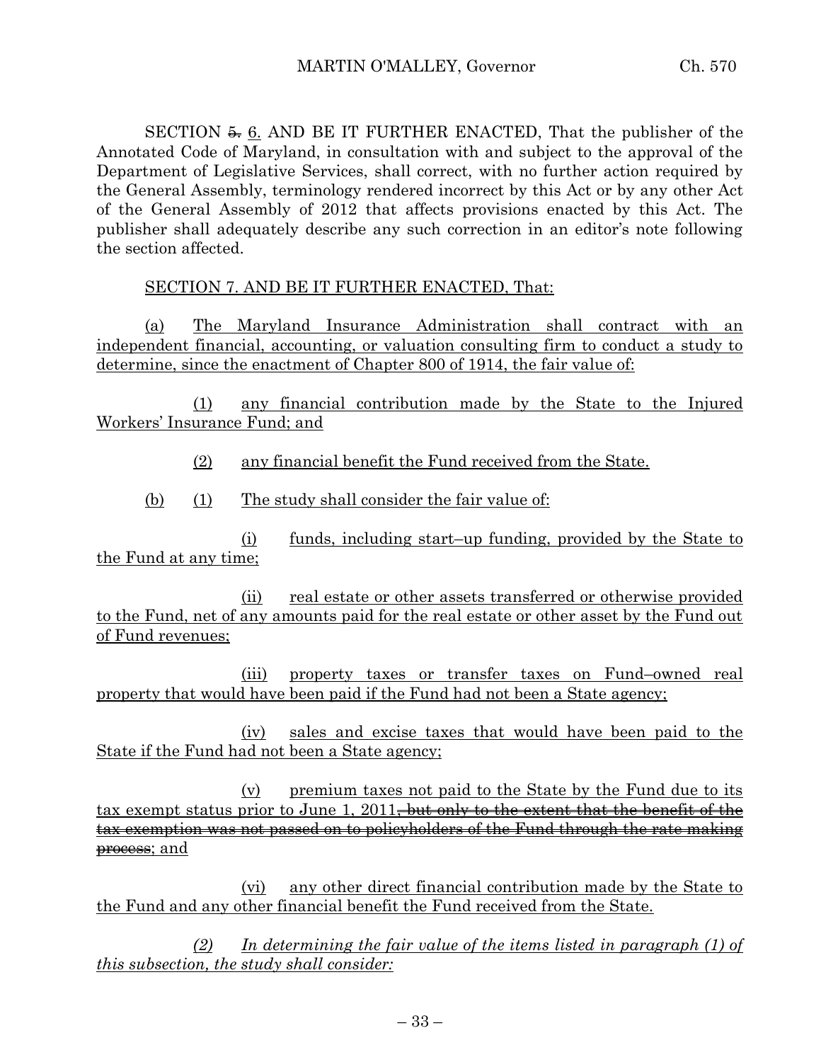SECTION ~~5.~~ 6. AND BE IT FURTHER ENACTED, That the publisher of the Annotated Code of Maryland, in consultation with and subject to the approval of the Department of Legislative Services, shall correct, with no further action required by the General Assembly, terminology rendered incorrect by this Act or by any other Act of the General Assembly of 2012 that affects provisions enacted by this Act. The publisher shall adequately describe any such correction in an editor's note following the section affected.

<u>SECTION 7. AND BE IT FURTHER ENACTED, That:</u>

<u>(a) The Maryland Insurance Administration shall contract with an independent financial, accounting, or valuation consulting firm to conduct a study to determine, since the enactment of Chapter 800 of 1914, the fair value of:</u>

<u>(1) any financial contribution made by the State to the Injured Workers' Insurance Fund; and</u>

<u>(2) any financial benefit the Fund received from the State.</u>

<u>(b) (1) The study shall consider the fair value of:</u>

<u>(i) funds, including start–up funding, provided by the State to the Fund at any time;</u>

<u>(ii) real estate or other assets transferred or otherwise provided to the Fund, net of any amounts paid for the real estate or other asset by the Fund out of Fund revenues;</u>

<u>(iii) property taxes or transfer taxes on Fund–owned real property that would have been paid if the Fund had not been a State agency;</u>

<u>(iv) sales and excise taxes that would have been paid to the State if the Fund had not been a State agency;</u>

<u>(v) premium taxes not paid to the State by the Fund due to its tax exempt status prior to June 1, 2011~~, but only to the extent that the benefit of the tax exemption was not passed on to policyholders of the Fund through the rate making process~~; and</u>

<u>(vi) any other direct financial contribution made by the State to the Fund and any other financial benefit the Fund received from the State.</u>

<u>*(2) In determining the fair value of the items listed in paragraph (1) of this subsection, the study shall consider:*</u>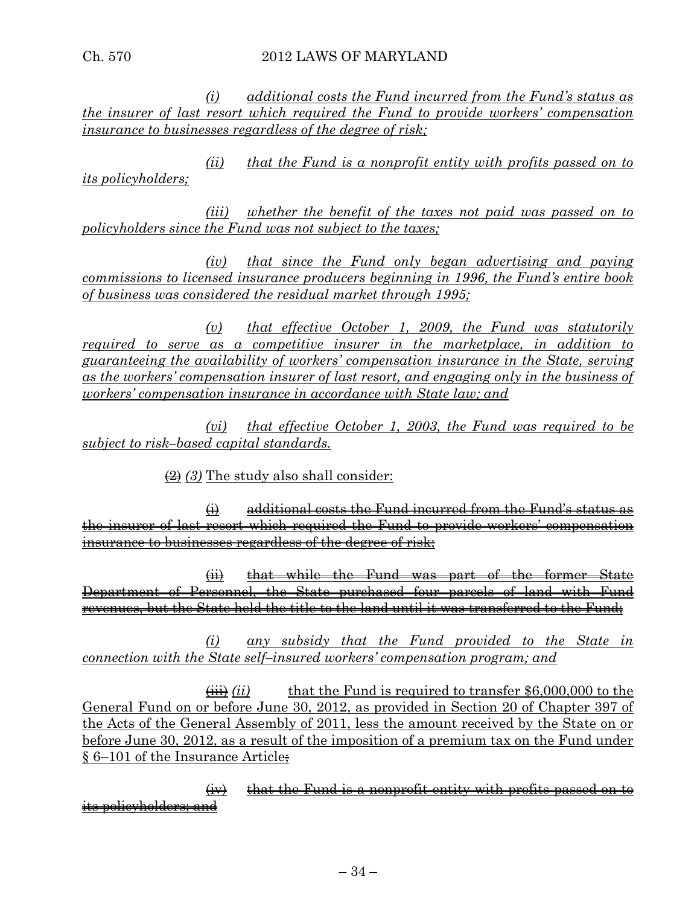*(i) additional costs the Fund incurred from the Fund's status as the insurer of last resort which required the Fund to provide workers' compensation insurance to businesses regardless of the degree of risk;*

*(ii) that the Fund is a nonprofit entity with profits passed on to its policyholders;*

*(iii) whether the benefit of the taxes not paid was passed on to policyholders since the Fund was not subject to the taxes;*

*(iv) that since the Fund only began advertising and paying commissions to licensed insurance producers beginning in 1996, the Fund's entire book of business was considered the residual market through 1995;*

*(v) that effective October 1, 2009, the Fund was statutorily required to serve as a competitive insurer in the marketplace, in addition to guaranteeing the availability of workers' compensation insurance in the State, serving as the workers' compensation insurer of last resort, and engaging only in the business of workers' compensation insurance in accordance with State law; and*

*(vi) that effective October 1, 2003, the Fund was required to be subject to risk–based capital standards.*

~~(2)~~ *(3)* The study also shall consider:

~~(i) additional costs the Fund incurred from the Fund's status as the insurer of last resort which required the Fund to provide workers' compensation insurance to businesses regardless of the degree of risk;~~

~~(ii) that while the Fund was part of the former State Department of Personnel, the State purchased four parcels of land with Fund revenues, but the State held the title to the land until it was transferred to the Fund;~~

*(i) any subsidy that the Fund provided to the State in connection with the State self–insured workers' compensation program; and*

~~(iii)~~ *(ii)* that the Fund is required to transfer $6,000,000 to the General Fund on or before June 30, 2012, as provided in Section 20 of Chapter 397 of the Acts of the General Assembly of 2011, less the amount received by the State on or before June 30, 2012, as a result of the imposition of a premium tax on the Fund under § 6–101 of the Insurance Article~~;~~

~~(iv) that the Fund is a nonprofit entity with profits passed on to its policyholders; and~~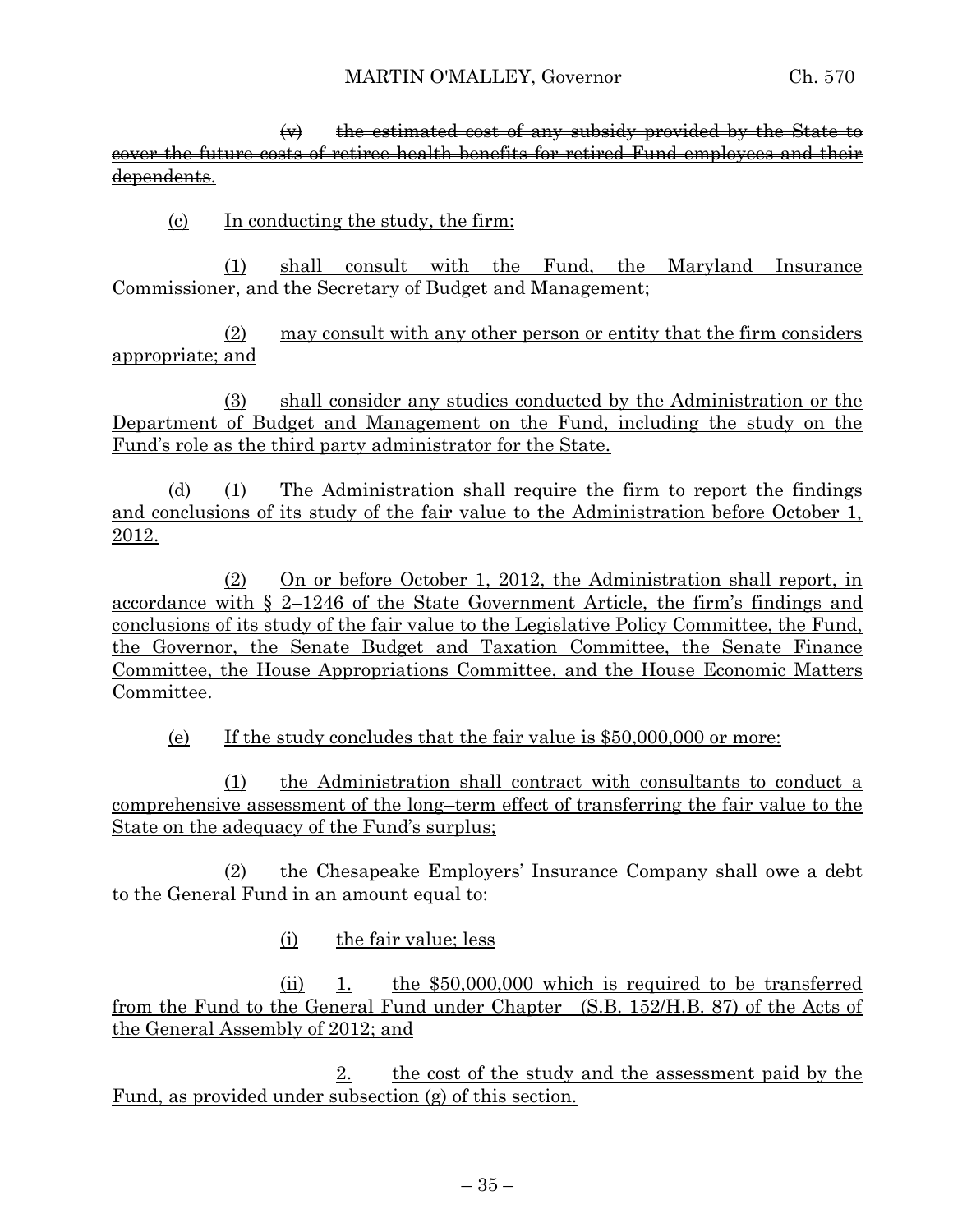~~(v) the estimated cost of any subsidy provided by the State to cover the future costs of retiree health benefits for retired Fund employees and their dependents.~~

<u>(c) In conducting the study, the firm:</u>

<u>(1) shall consult with the Fund, the Maryland Insurance Commissioner, and the Secretary of Budget and Management;</u>

<u>(2) may consult with any other person or entity that the firm considers appropriate; and</u>

<u>(3) shall consider any studies conducted by the Administration or the Department of Budget and Management on the Fund, including the study on the Fund's role as the third party administrator for the State.</u>

<u>(d) (1) The Administration shall require the firm to report the findings and conclusions of its study of the fair value to the Administration before October 1, 2012.</u>

<u>(2) On or before October 1, 2012, the Administration shall report, in accordance with § 2–1246 of the State Government Article, the firm's findings and conclusions of its study of the fair value to the Legislative Policy Committee, the Fund, the Governor, the Senate Budget and Taxation Committee, the Senate Finance Committee, the House Appropriations Committee, and the House Economic Matters Committee.</u>

<u>(e) If the study concludes that the fair value is $50,000,000 or more:</u>

<u>(1) the Administration shall contract with consultants to conduct a comprehensive assessment of the long–term effect of transferring the fair value to the State on the adequacy of the Fund's surplus;</u>

<u>(2) the Chesapeake Employers' Insurance Company shall owe a debt to the General Fund in an amount equal to:</u>

<u>(i) the fair value; less</u>

<u>(ii) 1. the $50,000,000 which is required to be transferred from the Fund to the General Fund under Chapter \_\_ (S.B. 152/H.B. 87) of the Acts of the General Assembly of 2012; and</u>

<u>2. the cost of the study and the assessment paid by the Fund, as provided under subsection (g) of this section.</u>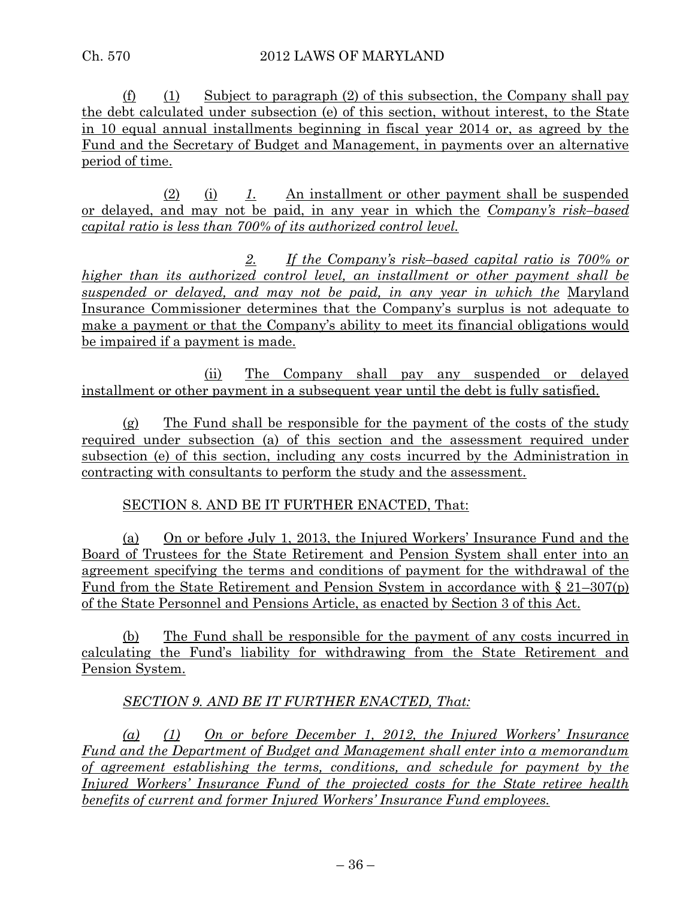(f) (1) Subject to paragraph (2) of this subsection, the Company shall pay the debt calculated under subsection (e) of this section, without interest, to the State in 10 equal annual installments beginning in fiscal year 2014 or, as agreed by the Fund and the Secretary of Budget and Management, in payments over an alternative period of time.

(2) (i) *1.* An installment or other payment shall be suspended or delayed, and may not be paid, in any year in which the *Company's risk–based capital ratio is less than 700% of its authorized control level.*

*2. If the Company's risk–based capital ratio is 700% or higher than its authorized control level, an installment or other payment shall be suspended or delayed, and may not be paid, in any year in which the* Maryland Insurance Commissioner determines that the Company's surplus is not adequate to make a payment or that the Company's ability to meet its financial obligations would be impaired if a payment is made.

(ii) The Company shall pay any suspended or delayed installment or other payment in a subsequent year until the debt is fully satisfied.

(g) The Fund shall be responsible for the payment of the costs of the study required under subsection (a) of this section and the assessment required under subsection (e) of this section, including any costs incurred by the Administration in contracting with consultants to perform the study and the assessment.

SECTION 8. AND BE IT FURTHER ENACTED, That:

(a) On or before July 1, 2013, the Injured Workers' Insurance Fund and the Board of Trustees for the State Retirement and Pension System shall enter into an agreement specifying the terms and conditions of payment for the withdrawal of the Fund from the State Retirement and Pension System in accordance with § 21–307(p) of the State Personnel and Pensions Article, as enacted by Section 3 of this Act.

(b) The Fund shall be responsible for the payment of any costs incurred in calculating the Fund's liability for withdrawing from the State Retirement and Pension System.

*SECTION 9. AND BE IT FURTHER ENACTED, That:*

*(a) (1) On or before December 1, 2012, the Injured Workers' Insurance Fund and the Department of Budget and Management shall enter into a memorandum of agreement establishing the terms, conditions, and schedule for payment by the Injured Workers' Insurance Fund of the projected costs for the State retiree health benefits of current and former Injured Workers' Insurance Fund employees.*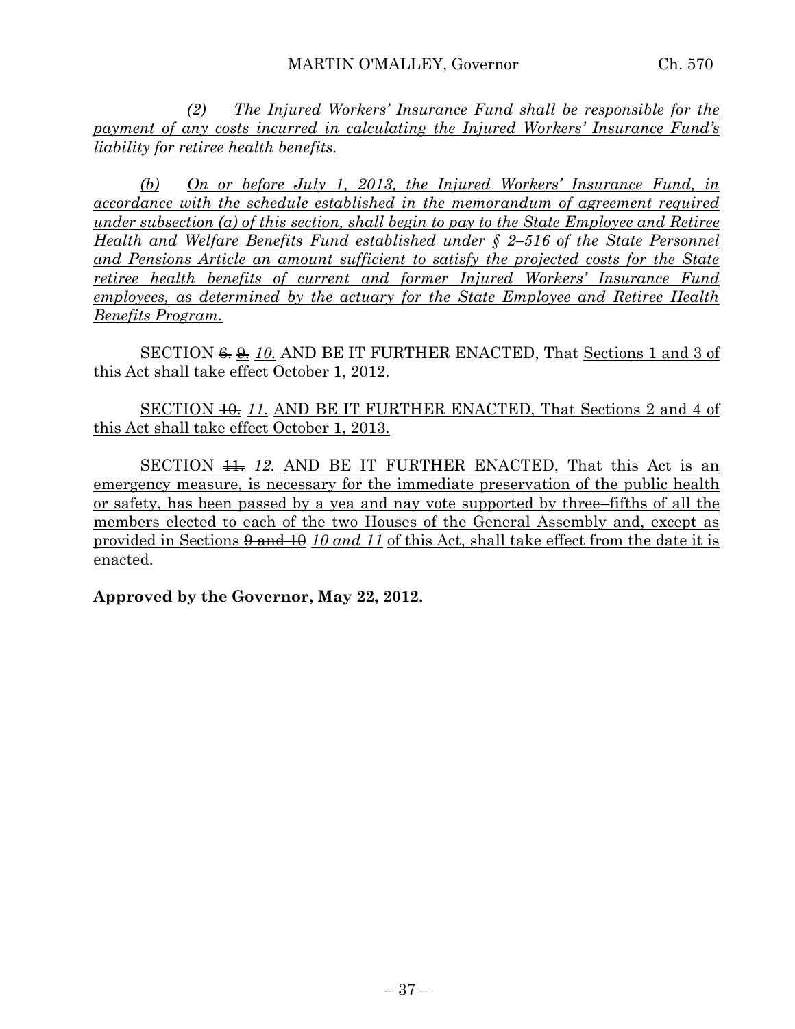*(2) The Injured Workers' Insurance Fund shall be responsible for the payment of any costs incurred in calculating the Injured Workers' Insurance Fund's liability for retiree health benefits.*

*(b) On or before July 1, 2013, the Injured Workers' Insurance Fund, in accordance with the schedule established in the memorandum of agreement required under subsection (a) of this section, shall begin to pay to the State Employee and Retiree Health and Welfare Benefits Fund established under § 2–516 of the State Personnel and Pensions Article an amount sufficient to satisfy the projected costs for the State retiree health benefits of current and former Injured Workers' Insurance Fund employees, as determined by the actuary for the State Employee and Retiree Health Benefits Program.*

SECTION ~~6.~~ ~~9.~~ *10.* AND BE IT FURTHER ENACTED, That Sections 1 and 3 of this Act shall take effect October 1, 2012.

SECTION ~~10.~~ *11.* AND BE IT FURTHER ENACTED, That Sections 2 and 4 of this Act shall take effect October 1, 2013.

SECTION ~~11.~~ *12.* AND BE IT FURTHER ENACTED, That this Act is an emergency measure, is necessary for the immediate preservation of the public health or safety, has been passed by a yea and nay vote supported by three–fifths of all the members elected to each of the two Houses of the General Assembly and, except as provided in Sections ~~9 and 10~~ *10 and 11* of this Act, shall take effect from the date it is enacted.

**Approved by the Governor, May 22, 2012.**